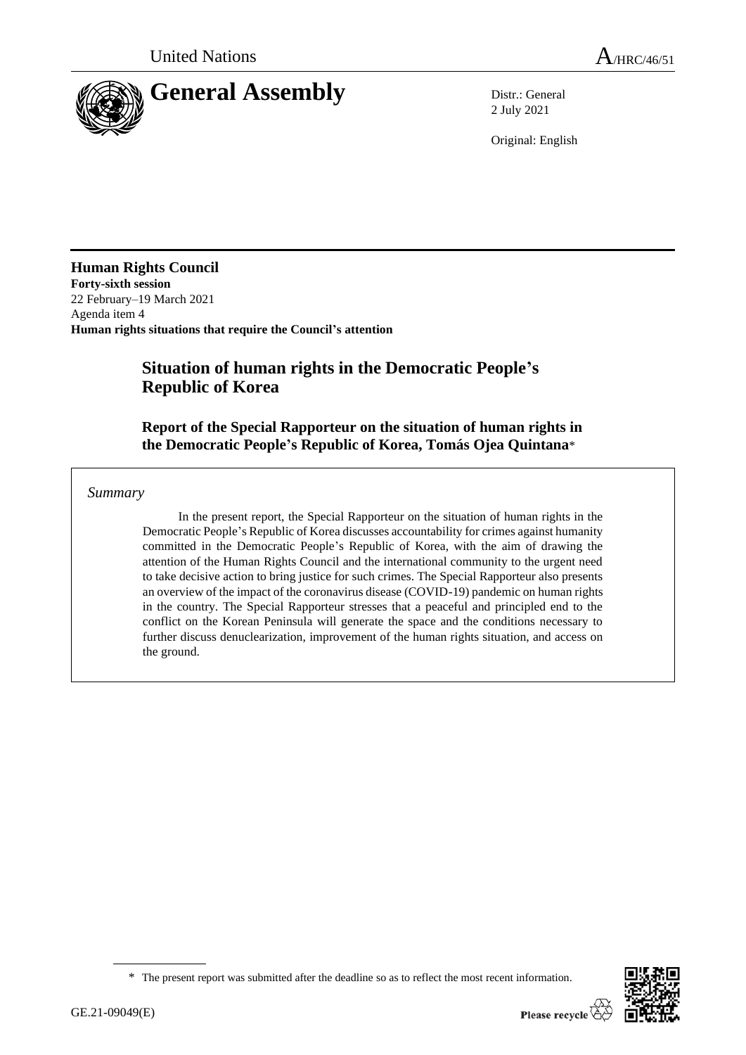United Nations

A/HRC/46/51

# General Assembly

Distr.: General
2 July 2021

Original: English

**Human Rights Council**
**Forty-sixth session**
22 February–19 March 2021
Agenda item 4
**Human rights situations that require the Council's attention**

## Situation of human rights in the Democratic People's Republic of Korea

### Report of the Special Rapporteur on the situation of human rights in the Democratic People's Republic of Korea, Tomás Ojea Quintana*

*Summary*

In the present report, the Special Rapporteur on the situation of human rights in the Democratic People's Republic of Korea discusses accountability for crimes against humanity committed in the Democratic People's Republic of Korea, with the aim of drawing the attention of the Human Rights Council and the international community to the urgent need to take decisive action to bring justice for such crimes. The Special Rapporteur also presents an overview of the impact of the coronavirus disease (COVID-19) pandemic on human rights in the country. The Special Rapporteur stresses that a peaceful and principled end to the conflict on the Korean Peninsula will generate the space and the conditions necessary to further discuss denuclearization, improvement of the human rights situation, and access on the ground.

\* The present report was submitted after the deadline so as to reflect the most recent information.

GE.21-09049(E)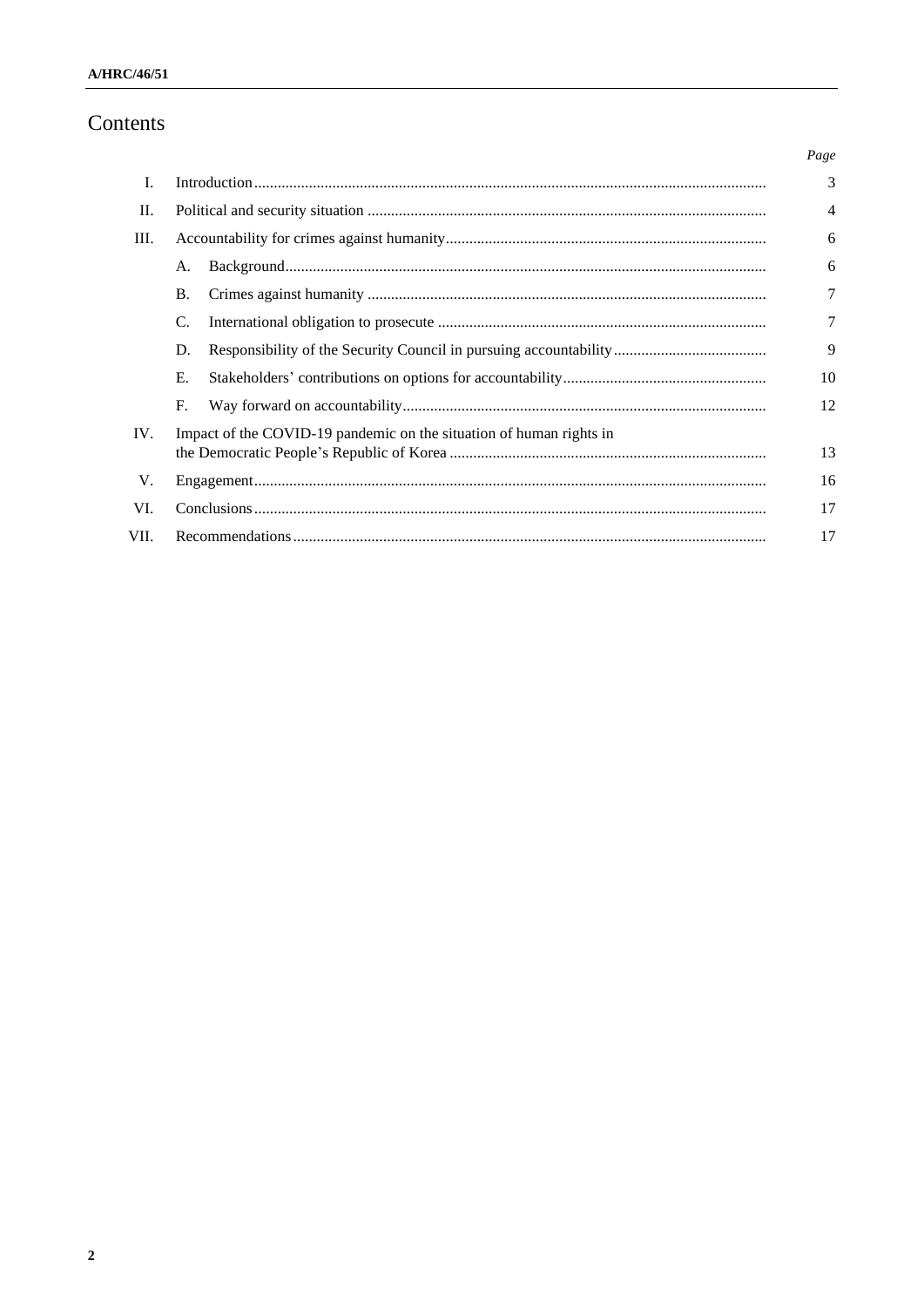# Contents

| | | | Page |
|---|---|---|---|
| I. | Introduction | | 3 |
| II. | Political and security situation | | 4 |
| III. | Accountability for crimes against humanity | | 6 |
| | A. | Background | 6 |
| | B. | Crimes against humanity | 7 |
| | C. | International obligation to prosecute | 7 |
| | D. | Responsibility of the Security Council in pursuing accountability | 9 |
| | E. | Stakeholders’ contributions on options for accountability | 10 |
| | F. | Way forward on accountability | 12 |
| IV. | Impact of the COVID-19 pandemic on the situation of human rights in the Democratic People’s Republic of Korea | | 13 |
| V. | Engagement | | 16 |
| VI. | Conclusions | | 17 |
| VII. | Recommendations | | 17 |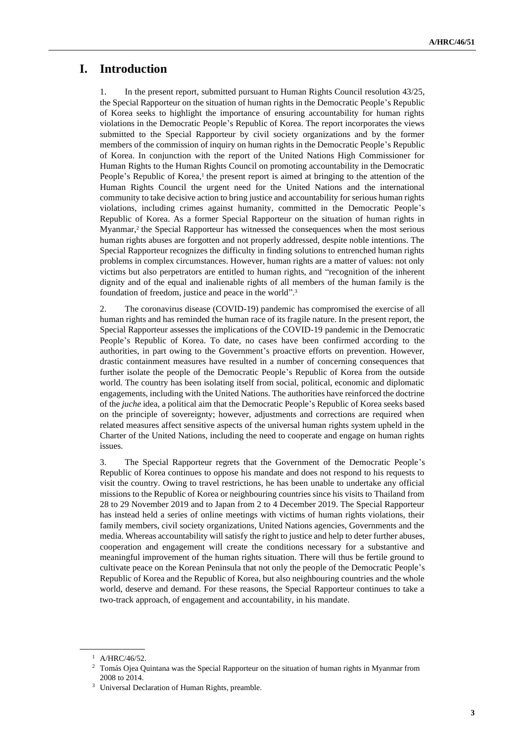# I. Introduction

1. In the present report, submitted pursuant to Human Rights Council resolution 43/25, the Special Rapporteur on the situation of human rights in the Democratic People's Republic of Korea seeks to highlight the importance of ensuring accountability for human rights violations in the Democratic People's Republic of Korea. The report incorporates the views submitted to the Special Rapporteur by civil society organizations and by the former members of the commission of inquiry on human rights in the Democratic People's Republic of Korea. In conjunction with the report of the United Nations High Commissioner for Human Rights to the Human Rights Council on promoting accountability in the Democratic People's Republic of Korea,[1] the present report is aimed at bringing to the attention of the Human Rights Council the urgent need for the United Nations and the international community to take decisive action to bring justice and accountability for serious human rights violations, including crimes against humanity, committed in the Democratic People's Republic of Korea. As a former Special Rapporteur on the situation of human rights in Myanmar,[2] the Special Rapporteur has witnessed the consequences when the most serious human rights abuses are forgotten and not properly addressed, despite noble intentions. The Special Rapporteur recognizes the difficulty in finding solutions to entrenched human rights problems in complex circumstances. However, human rights are a matter of values: not only victims but also perpetrators are entitled to human rights, and "recognition of the inherent dignity and of the equal and inalienable rights of all members of the human family is the foundation of freedom, justice and peace in the world".[3]

2. The coronavirus disease (COVID-19) pandemic has compromised the exercise of all human rights and has reminded the human race of its fragile nature. In the present report, the Special Rapporteur assesses the implications of the COVID-19 pandemic in the Democratic People's Republic of Korea. To date, no cases have been confirmed according to the authorities, in part owing to the Government's proactive efforts on prevention. However, drastic containment measures have resulted in a number of concerning consequences that further isolate the people of the Democratic People's Republic of Korea from the outside world. The country has been isolating itself from social, political, economic and diplomatic engagements, including with the United Nations. The authorities have reinforced the doctrine of the *juche* idea, a political aim that the Democratic People's Republic of Korea seeks based on the principle of sovereignty; however, adjustments and corrections are required when related measures affect sensitive aspects of the universal human rights system upheld in the Charter of the United Nations, including the need to cooperate and engage on human rights issues.

3. The Special Rapporteur regrets that the Government of the Democratic People's Republic of Korea continues to oppose his mandate and does not respond to his requests to visit the country. Owing to travel restrictions, he has been unable to undertake any official missions to the Republic of Korea or neighbouring countries since his visits to Thailand from 28 to 29 November 2019 and to Japan from 2 to 4 December 2019. The Special Rapporteur has instead held a series of online meetings with victims of human rights violations, their family members, civil society organizations, United Nations agencies, Governments and the media. Whereas accountability will satisfy the right to justice and help to deter further abuses, cooperation and engagement will create the conditions necessary for a substantive and meaningful improvement of the human rights situation. There will thus be fertile ground to cultivate peace on the Korean Peninsula that not only the people of the Democratic People's Republic of Korea and the Republic of Korea, but also neighbouring countries and the whole world, deserve and demand. For these reasons, the Special Rapporteur continues to take a two-track approach, of engagement and accountability, in his mandate.

---

[1] A/HRC/46/52.

[2] Tomás Ojea Quintana was the Special Rapporteur on the situation of human rights in Myanmar from 2008 to 2014.

[3] Universal Declaration of Human Rights, preamble.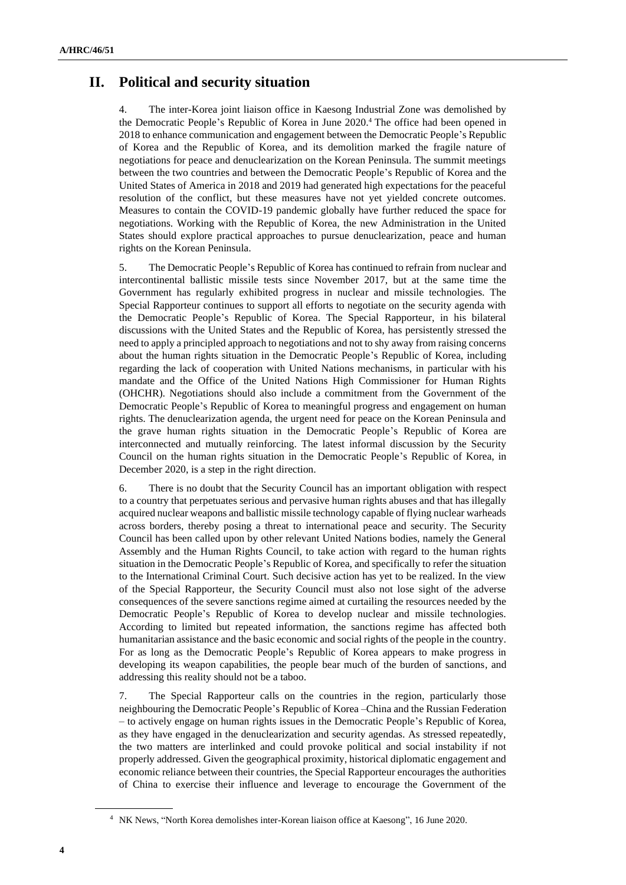## II. Political and security situation

4. The inter-Korea joint liaison office in Kaesong Industrial Zone was demolished by the Democratic People's Republic of Korea in June 2020.[4] The office had been opened in 2018 to enhance communication and engagement between the Democratic People's Republic of Korea and the Republic of Korea, and its demolition marked the fragile nature of negotiations for peace and denuclearization on the Korean Peninsula. The summit meetings between the two countries and between the Democratic People's Republic of Korea and the United States of America in 2018 and 2019 had generated high expectations for the peaceful resolution of the conflict, but these measures have not yet yielded concrete outcomes. Measures to contain the COVID-19 pandemic globally have further reduced the space for negotiations. Working with the Republic of Korea, the new Administration in the United States should explore practical approaches to pursue denuclearization, peace and human rights on the Korean Peninsula.

5. The Democratic People's Republic of Korea has continued to refrain from nuclear and intercontinental ballistic missile tests since November 2017, but at the same time the Government has regularly exhibited progress in nuclear and missile technologies. The Special Rapporteur continues to support all efforts to negotiate on the security agenda with the Democratic People's Republic of Korea. The Special Rapporteur, in his bilateral discussions with the United States and the Republic of Korea, has persistently stressed the need to apply a principled approach to negotiations and not to shy away from raising concerns about the human rights situation in the Democratic People's Republic of Korea, including regarding the lack of cooperation with United Nations mechanisms, in particular with his mandate and the Office of the United Nations High Commissioner for Human Rights (OHCHR). Negotiations should also include a commitment from the Government of the Democratic People's Republic of Korea to meaningful progress and engagement on human rights. The denuclearization agenda, the urgent need for peace on the Korean Peninsula and the grave human rights situation in the Democratic People's Republic of Korea are interconnected and mutually reinforcing. The latest informal discussion by the Security Council on the human rights situation in the Democratic People's Republic of Korea, in December 2020, is a step in the right direction.

6. There is no doubt that the Security Council has an important obligation with respect to a country that perpetuates serious and pervasive human rights abuses and that has illegally acquired nuclear weapons and ballistic missile technology capable of flying nuclear warheads across borders, thereby posing a threat to international peace and security. The Security Council has been called upon by other relevant United Nations bodies, namely the General Assembly and the Human Rights Council, to take action with regard to the human rights situation in the Democratic People's Republic of Korea, and specifically to refer the situation to the International Criminal Court. Such decisive action has yet to be realized. In the view of the Special Rapporteur, the Security Council must also not lose sight of the adverse consequences of the severe sanctions regime aimed at curtailing the resources needed by the Democratic People's Republic of Korea to develop nuclear and missile technologies. According to limited but repeated information, the sanctions regime has affected both humanitarian assistance and the basic economic and social rights of the people in the country. For as long as the Democratic People's Republic of Korea appears to make progress in developing its weapon capabilities, the people bear much of the burden of sanctions, and addressing this reality should not be a taboo.

7. The Special Rapporteur calls on the countries in the region, particularly those neighbouring the Democratic People's Republic of Korea –China and the Russian Federation – to actively engage on human rights issues in the Democratic People's Republic of Korea, as they have engaged in the denuclearization and security agendas. As stressed repeatedly, the two matters are interlinked and could provoke political and social instability if not properly addressed. Given the geographical proximity, historical diplomatic engagement and economic reliance between their countries, the Special Rapporteur encourages the authorities of China to exercise their influence and leverage to encourage the Government of the

[4] NK News, "North Korea demolishes inter-Korean liaison office at Kaesong", 16 June 2020.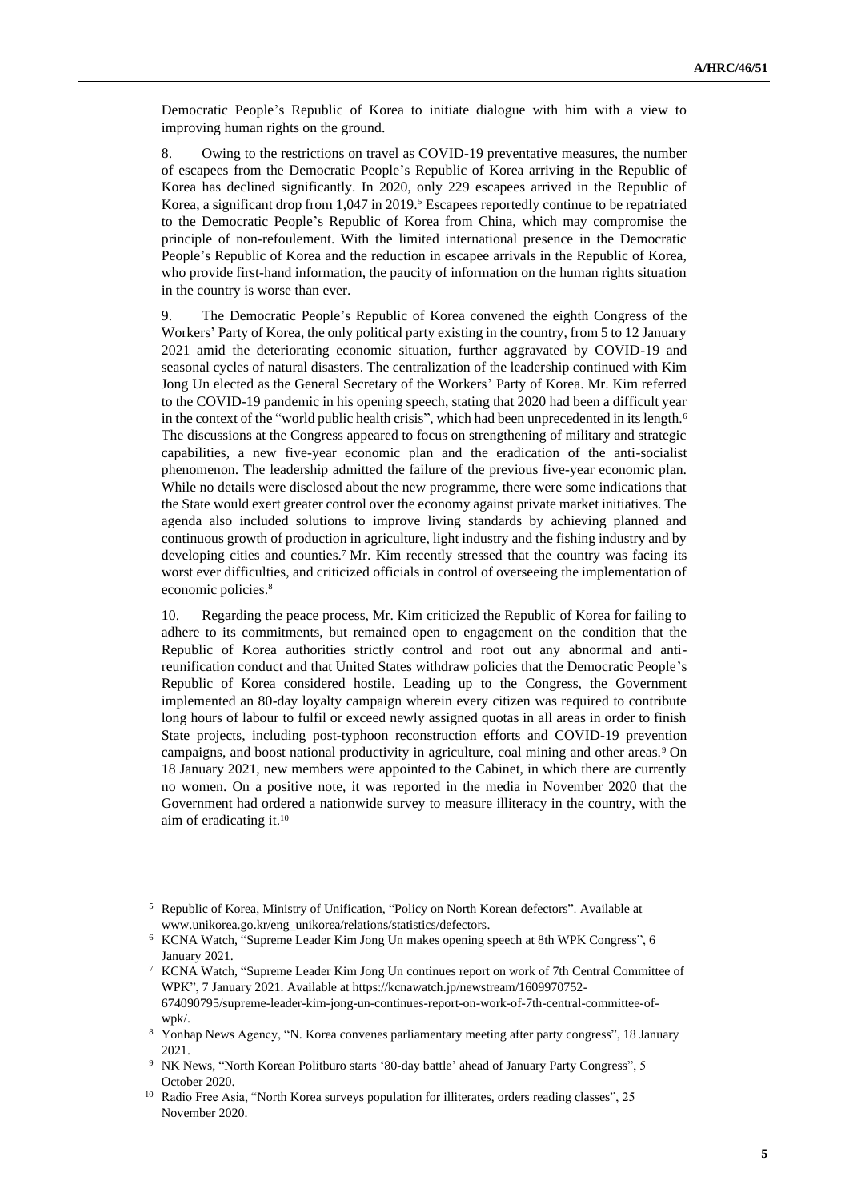Democratic People's Republic of Korea to initiate dialogue with him with a view to improving human rights on the ground.

8. Owing to the restrictions on travel as COVID-19 preventative measures, the number of escapees from the Democratic People's Republic of Korea arriving in the Republic of Korea has declined significantly. In 2020, only 229 escapees arrived in the Republic of Korea, a significant drop from 1,047 in 2019.[5] Escapees reportedly continue to be repatriated to the Democratic People's Republic of Korea from China, which may compromise the principle of non-refoulement. With the limited international presence in the Democratic People's Republic of Korea and the reduction in escapee arrivals in the Republic of Korea, who provide first-hand information, the paucity of information on the human rights situation in the country is worse than ever.

9. The Democratic People's Republic of Korea convened the eighth Congress of the Workers' Party of Korea, the only political party existing in the country, from 5 to 12 January 2021 amid the deteriorating economic situation, further aggravated by COVID-19 and seasonal cycles of natural disasters. The centralization of the leadership continued with Kim Jong Un elected as the General Secretary of the Workers' Party of Korea. Mr. Kim referred to the COVID-19 pandemic in his opening speech, stating that 2020 had been a difficult year in the context of the "world public health crisis", which had been unprecedented in its length.[6] The discussions at the Congress appeared to focus on strengthening of military and strategic capabilities, a new five-year economic plan and the eradication of the anti-socialist phenomenon. The leadership admitted the failure of the previous five-year economic plan. While no details were disclosed about the new programme, there were some indications that the State would exert greater control over the economy against private market initiatives. The agenda also included solutions to improve living standards by achieving planned and continuous growth of production in agriculture, light industry and the fishing industry and by developing cities and counties.[7] Mr. Kim recently stressed that the country was facing its worst ever difficulties, and criticized officials in control of overseeing the implementation of economic policies.[8]

10. Regarding the peace process, Mr. Kim criticized the Republic of Korea for failing to adhere to its commitments, but remained open to engagement on the condition that the Republic of Korea authorities strictly control and root out any abnormal and anti-reunification conduct and that United States withdraw policies that the Democratic People's Republic of Korea considered hostile. Leading up to the Congress, the Government implemented an 80-day loyalty campaign wherein every citizen was required to contribute long hours of labour to fulfil or exceed newly assigned quotas in all areas in order to finish State projects, including post-typhoon reconstruction efforts and COVID-19 prevention campaigns, and boost national productivity in agriculture, coal mining and other areas.[9] On 18 January 2021, new members were appointed to the Cabinet, in which there are currently no women. On a positive note, it was reported in the media in November 2020 that the Government had ordered a nationwide survey to measure illiteracy in the country, with the aim of eradicating it.[10]

---

[5] Republic of Korea, Ministry of Unification, "Policy on North Korean defectors". Available at www.unikorea.go.kr/eng_unikorea/relations/statistics/defectors.

[6] KCNA Watch, "Supreme Leader Kim Jong Un makes opening speech at 8th WPK Congress", 6 January 2021.

[7] KCNA Watch, "Supreme Leader Kim Jong Un continues report on work of 7th Central Committee of WPK", 7 January 2021. Available at https://kcnawatch.jp/newstream/1609970752-674090795/supreme-leader-kim-jong-un-continues-report-on-work-of-7th-central-committee-of-wpk/.

[8] Yonhap News Agency, "N. Korea convenes parliamentary meeting after party congress", 18 January 2021.

[9] NK News, "North Korean Politburo starts '80-day battle' ahead of January Party Congress", 5 October 2020.

[10] Radio Free Asia, "North Korea surveys population for illiterates, orders reading classes", 25 November 2020.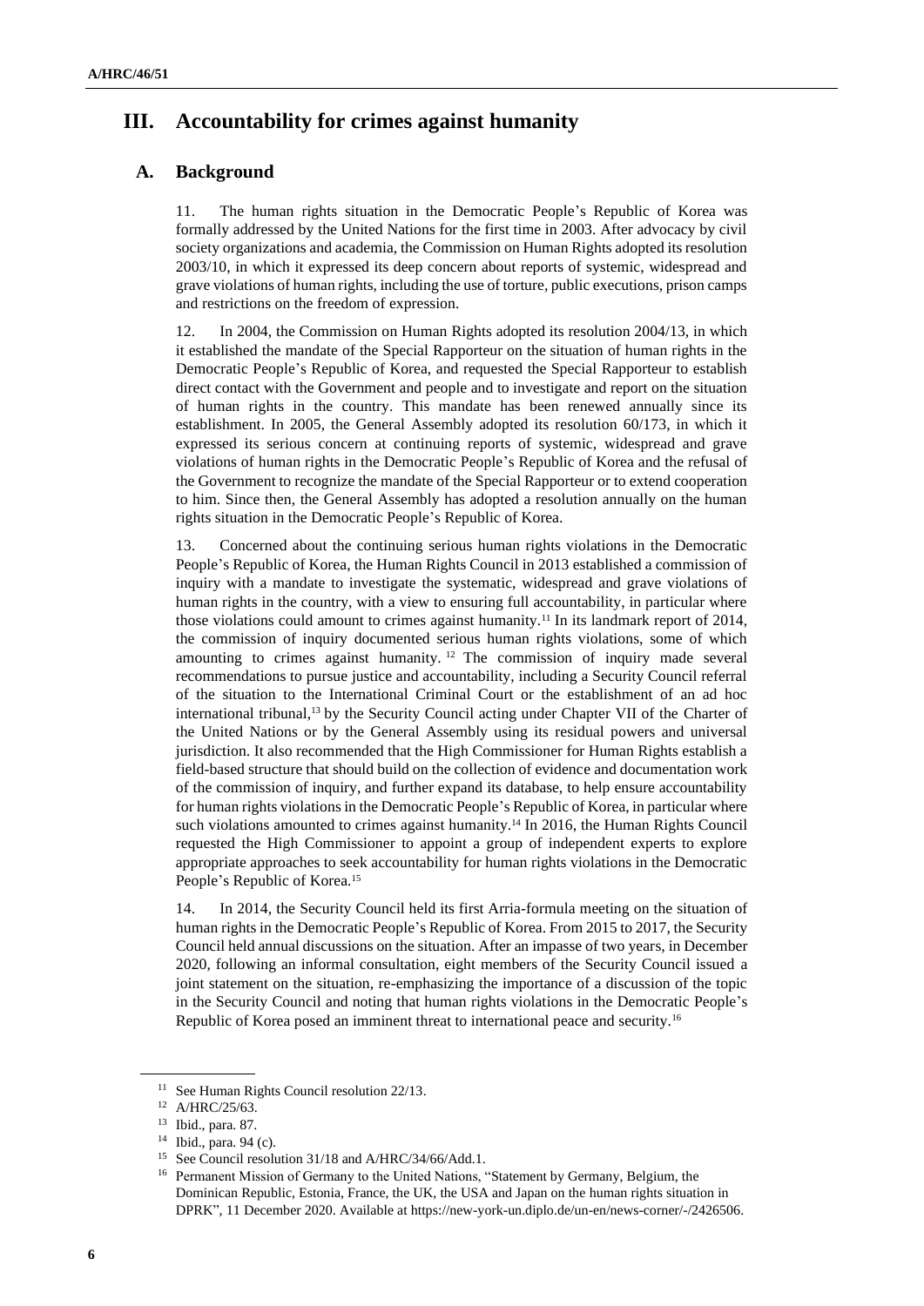# III. Accountability for crimes against humanity

## A. Background

11. The human rights situation in the Democratic People's Republic of Korea was formally addressed by the United Nations for the first time in 2003. After advocacy by civil society organizations and academia, the Commission on Human Rights adopted its resolution 2003/10, in which it expressed its deep concern about reports of systemic, widespread and grave violations of human rights, including the use of torture, public executions, prison camps and restrictions on the freedom of expression.

12. In 2004, the Commission on Human Rights adopted its resolution 2004/13, in which it established the mandate of the Special Rapporteur on the situation of human rights in the Democratic People's Republic of Korea, and requested the Special Rapporteur to establish direct contact with the Government and people and to investigate and report on the situation of human rights in the country. This mandate has been renewed annually since its establishment. In 2005, the General Assembly adopted its resolution 60/173, in which it expressed its serious concern at continuing reports of systemic, widespread and grave violations of human rights in the Democratic People's Republic of Korea and the refusal of the Government to recognize the mandate of the Special Rapporteur or to extend cooperation to him. Since then, the General Assembly has adopted a resolution annually on the human rights situation in the Democratic People's Republic of Korea.

13. Concerned about the continuing serious human rights violations in the Democratic People's Republic of Korea, the Human Rights Council in 2013 established a commission of inquiry with a mandate to investigate the systematic, widespread and grave violations of human rights in the country, with a view to ensuring full accountability, in particular where those violations could amount to crimes against humanity.[11] In its landmark report of 2014, the commission of inquiry documented serious human rights violations, some of which amounting to crimes against humanity.[12] The commission of inquiry made several recommendations to pursue justice and accountability, including a Security Council referral of the situation to the International Criminal Court or the establishment of an ad hoc international tribunal,[13] by the Security Council acting under Chapter VII of the Charter of the United Nations or by the General Assembly using its residual powers and universal jurisdiction. It also recommended that the High Commissioner for Human Rights establish a field-based structure that should build on the collection of evidence and documentation work of the commission of inquiry, and further expand its database, to help ensure accountability for human rights violations in the Democratic People's Republic of Korea, in particular where such violations amounted to crimes against humanity.[14] In 2016, the Human Rights Council requested the High Commissioner to appoint a group of independent experts to explore appropriate approaches to seek accountability for human rights violations in the Democratic People's Republic of Korea.[15]

14. In 2014, the Security Council held its first Arria-formula meeting on the situation of human rights in the Democratic People's Republic of Korea. From 2015 to 2017, the Security Council held annual discussions on the situation. After an impasse of two years, in December 2020, following an informal consultation, eight members of the Security Council issued a joint statement on the situation, re-emphasizing the importance of a discussion of the topic in the Security Council and noting that human rights violations in the Democratic People's Republic of Korea posed an imminent threat to international peace and security.[16]

---

[11] See Human Rights Council resolution 22/13.

[12] A/HRC/25/63.

[13] Ibid., para. 87.

[14] Ibid., para. 94 (c).

[15] See Council resolution 31/18 and A/HRC/34/66/Add.1.

[16] Permanent Mission of Germany to the United Nations, "Statement by Germany, Belgium, the Dominican Republic, Estonia, France, the UK, the USA and Japan on the human rights situation in DPRK", 11 December 2020. Available at https://new-york-un.diplo.de/un-en/news-corner/-/2426506.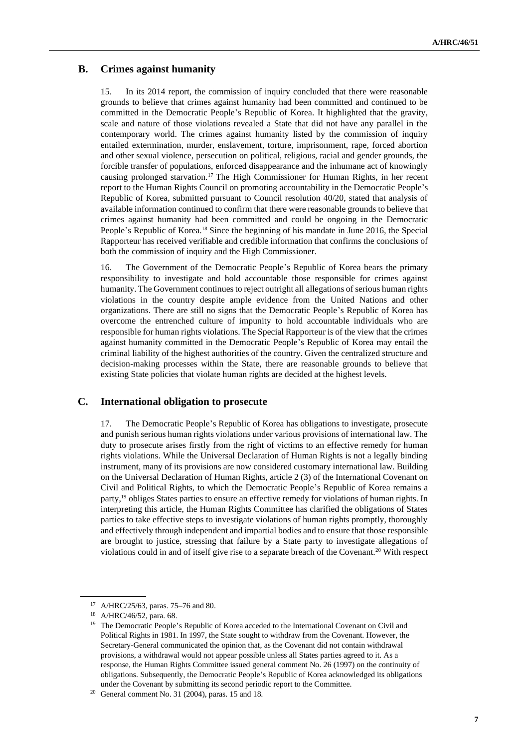## B. Crimes against humanity

15. In its 2014 report, the commission of inquiry concluded that there were reasonable grounds to believe that crimes against humanity had been committed and continued to be committed in the Democratic People's Republic of Korea. It highlighted that the gravity, scale and nature of those violations revealed a State that did not have any parallel in the contemporary world. The crimes against humanity listed by the commission of inquiry entailed extermination, murder, enslavement, torture, imprisonment, rape, forced abortion and other sexual violence, persecution on political, religious, racial and gender grounds, the forcible transfer of populations, enforced disappearance and the inhumane act of knowingly causing prolonged starvation.[17] The High Commissioner for Human Rights, in her recent report to the Human Rights Council on promoting accountability in the Democratic People's Republic of Korea, submitted pursuant to Council resolution 40/20, stated that analysis of available information continued to confirm that there were reasonable grounds to believe that crimes against humanity had been committed and could be ongoing in the Democratic People's Republic of Korea.[18] Since the beginning of his mandate in June 2016, the Special Rapporteur has received verifiable and credible information that confirms the conclusions of both the commission of inquiry and the High Commissioner.

16. The Government of the Democratic People's Republic of Korea bears the primary responsibility to investigate and hold accountable those responsible for crimes against humanity. The Government continues to reject outright all allegations of serious human rights violations in the country despite ample evidence from the United Nations and other organizations. There are still no signs that the Democratic People's Republic of Korea has overcome the entrenched culture of impunity to hold accountable individuals who are responsible for human rights violations. The Special Rapporteur is of the view that the crimes against humanity committed in the Democratic People's Republic of Korea may entail the criminal liability of the highest authorities of the country. Given the centralized structure and decision-making processes within the State, there are reasonable grounds to believe that existing State policies that violate human rights are decided at the highest levels.

## C. International obligation to prosecute

17. The Democratic People's Republic of Korea has obligations to investigate, prosecute and punish serious human rights violations under various provisions of international law. The duty to prosecute arises firstly from the right of victims to an effective remedy for human rights violations. While the Universal Declaration of Human Rights is not a legally binding instrument, many of its provisions are now considered customary international law. Building on the Universal Declaration of Human Rights, article 2 (3) of the International Covenant on Civil and Political Rights, to which the Democratic People's Republic of Korea remains a party,[19] obliges States parties to ensure an effective remedy for violations of human rights. In interpreting this article, the Human Rights Committee has clarified the obligations of States parties to take effective steps to investigate violations of human rights promptly, thoroughly and effectively through independent and impartial bodies and to ensure that those responsible are brought to justice, stressing that failure by a State party to investigate allegations of violations could in and of itself give rise to a separate breach of the Covenant.[20] With respect

---

[17] A/HRC/25/63, paras. 75–76 and 80.

[18] A/HRC/46/52, para. 68.

[19] The Democratic People's Republic of Korea acceded to the International Covenant on Civil and Political Rights in 1981. In 1997, the State sought to withdraw from the Covenant. However, the Secretary-General communicated the opinion that, as the Covenant did not contain withdrawal provisions, a withdrawal would not appear possible unless all States parties agreed to it. As a response, the Human Rights Committee issued general comment No. 26 (1997) on the continuity of obligations. Subsequently, the Democratic People's Republic of Korea acknowledged its obligations under the Covenant by submitting its second periodic report to the Committee.

[20] General comment No. 31 (2004), paras. 15 and 18.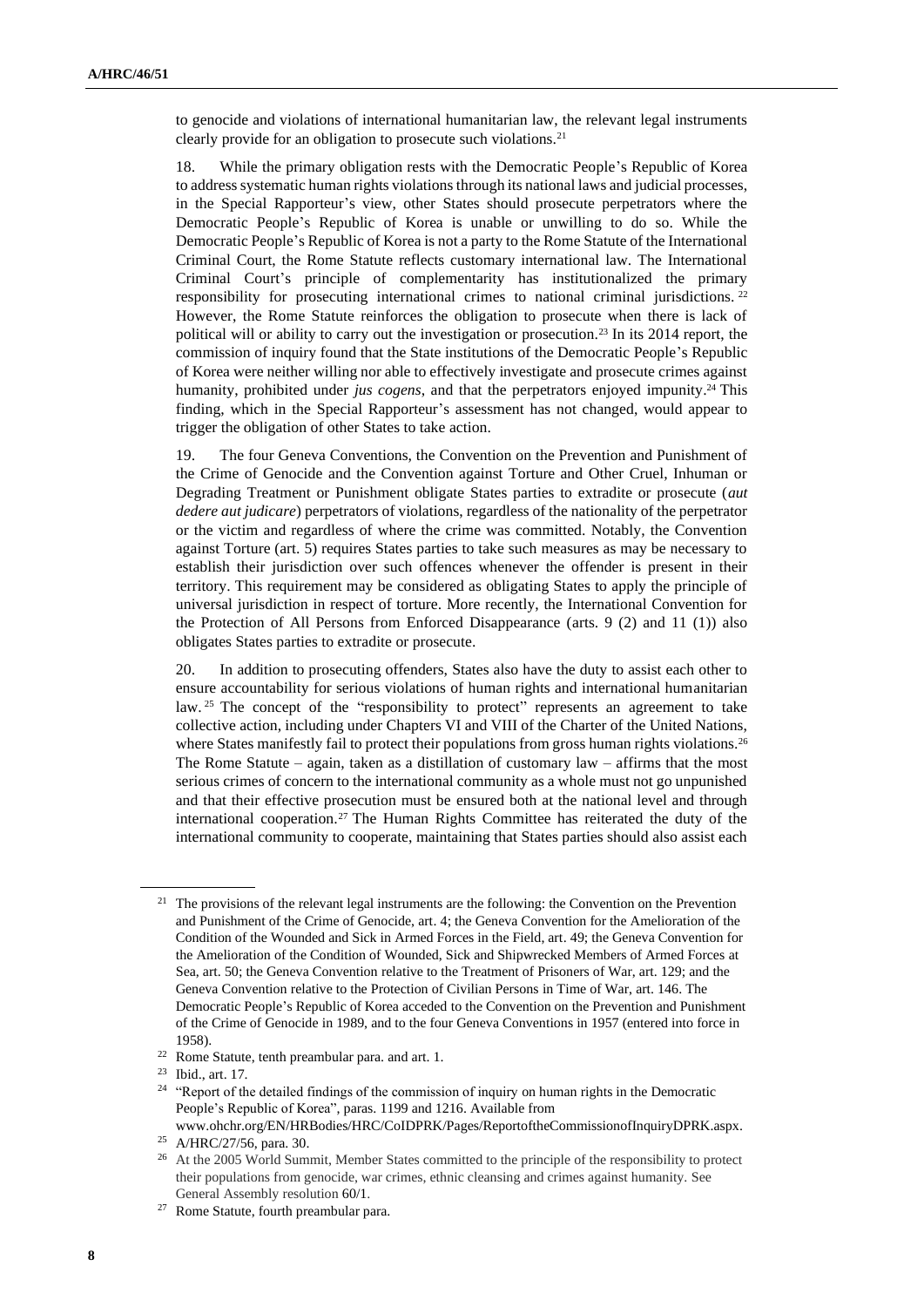to genocide and violations of international humanitarian law, the relevant legal instruments clearly provide for an obligation to prosecute such violations.[21]

18. While the primary obligation rests with the Democratic People's Republic of Korea to address systematic human rights violations through its national laws and judicial processes, in the Special Rapporteur's view, other States should prosecute perpetrators where the Democratic People's Republic of Korea is unable or unwilling to do so. While the Democratic People's Republic of Korea is not a party to the Rome Statute of the International Criminal Court, the Rome Statute reflects customary international law. The International Criminal Court's principle of complementarity has institutionalized the primary responsibility for prosecuting international crimes to national criminal jurisdictions.[22] However, the Rome Statute reinforces the obligation to prosecute when there is lack of political will or ability to carry out the investigation or prosecution.[23] In its 2014 report, the commission of inquiry found that the State institutions of the Democratic People's Republic of Korea were neither willing nor able to effectively investigate and prosecute crimes against humanity, prohibited under *jus cogens*, and that the perpetrators enjoyed impunity.[24] This finding, which in the Special Rapporteur's assessment has not changed, would appear to trigger the obligation of other States to take action.

19. The four Geneva Conventions, the Convention on the Prevention and Punishment of the Crime of Genocide and the Convention against Torture and Other Cruel, Inhuman or Degrading Treatment or Punishment obligate States parties to extradite or prosecute (*aut dedere aut judicare*) perpetrators of violations, regardless of the nationality of the perpetrator or the victim and regardless of where the crime was committed. Notably, the Convention against Torture (art. 5) requires States parties to take such measures as may be necessary to establish their jurisdiction over such offences whenever the offender is present in their territory. This requirement may be considered as obligating States to apply the principle of universal jurisdiction in respect of torture. More recently, the International Convention for the Protection of All Persons from Enforced Disappearance (arts. 9 (2) and 11 (1)) also obligates States parties to extradite or prosecute.

20. In addition to prosecuting offenders, States also have the duty to assist each other to ensure accountability for serious violations of human rights and international humanitarian law.[25] The concept of the "responsibility to protect" represents an agreement to take collective action, including under Chapters VI and VIII of the Charter of the United Nations, where States manifestly fail to protect their populations from gross human rights violations.[26] The Rome Statute – again, taken as a distillation of customary law – affirms that the most serious crimes of concern to the international community as a whole must not go unpunished and that their effective prosecution must be ensured both at the national level and through international cooperation.[27] The Human Rights Committee has reiterated the duty of the international community to cooperate, maintaining that States parties should also assist each

---

[21] The provisions of the relevant legal instruments are the following: the Convention on the Prevention and Punishment of the Crime of Genocide, art. 4; the Geneva Convention for the Amelioration of the Condition of the Wounded and Sick in Armed Forces in the Field, art. 49; the Geneva Convention for the Amelioration of the Condition of Wounded, Sick and Shipwrecked Members of Armed Forces at Sea, art. 50; the Geneva Convention relative to the Treatment of Prisoners of War, art. 129; and the Geneva Convention relative to the Protection of Civilian Persons in Time of War, art. 146. The Democratic People's Republic of Korea acceded to the Convention on the Prevention and Punishment of the Crime of Genocide in 1989, and to the four Geneva Conventions in 1957 (entered into force in 1958).

[22] Rome Statute, tenth preambular para. and art. 1.

[23] Ibid., art. 17.

[24] "Report of the detailed findings of the commission of inquiry on human rights in the Democratic People's Republic of Korea", paras. 1199 and 1216. Available from www.ohchr.org/EN/HRBodies/HRC/CoIDPRK/Pages/ReportoftheCommissionofInquiryDPRK.aspx.

[25] A/HRC/27/56, para. 30.

[26] At the 2005 World Summit, Member States committed to the principle of the responsibility to protect their populations from genocide, war crimes, ethnic cleansing and crimes against humanity. See General Assembly resolution 60/1.

[27] Rome Statute, fourth preambular para.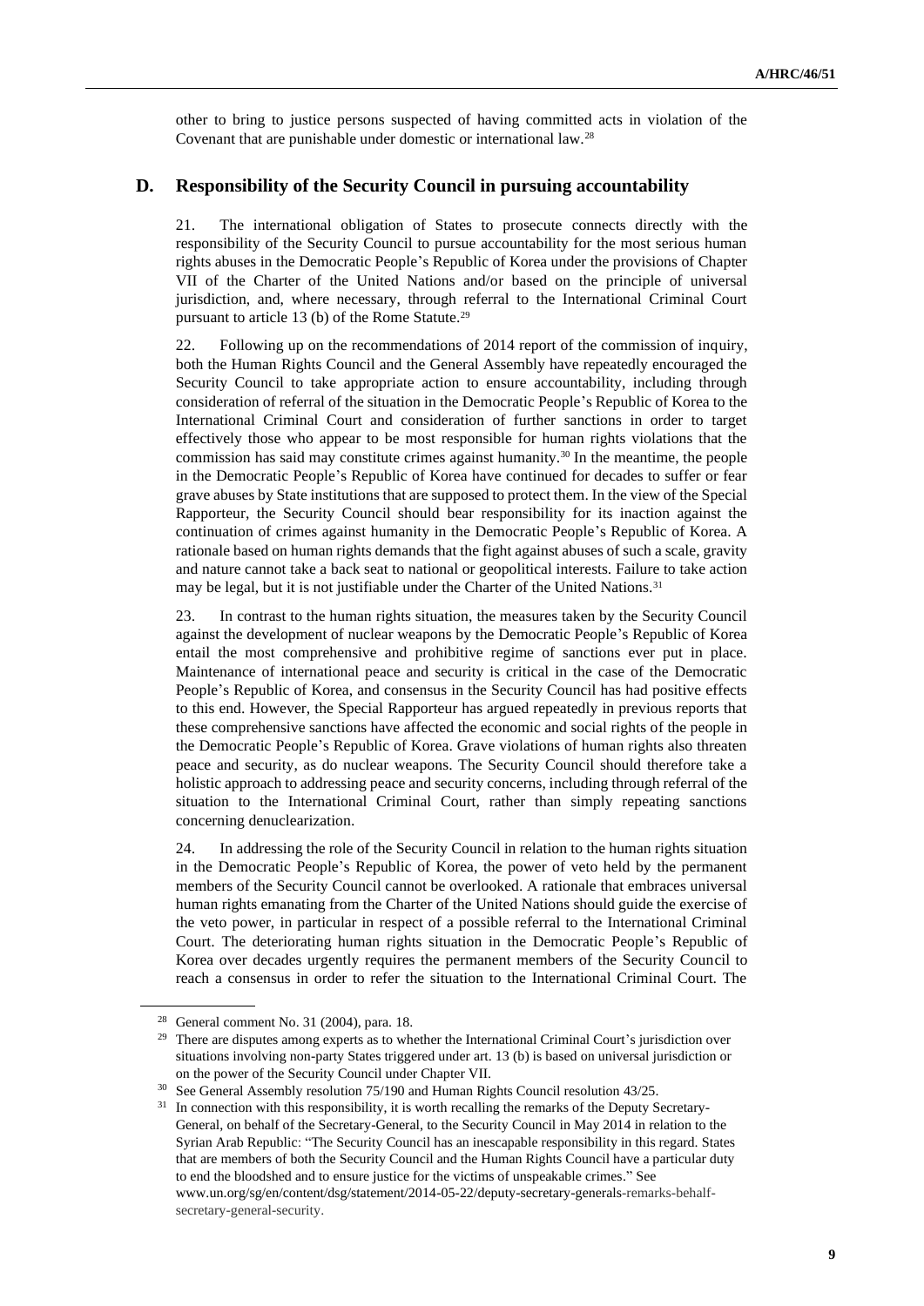other to bring to justice persons suspected of having committed acts in violation of the Covenant that are punishable under domestic or international law.[28]

## D. Responsibility of the Security Council in pursuing accountability

21. The international obligation of States to prosecute connects directly with the responsibility of the Security Council to pursue accountability for the most serious human rights abuses in the Democratic People's Republic of Korea under the provisions of Chapter VII of the Charter of the United Nations and/or based on the principle of universal jurisdiction, and, where necessary, through referral to the International Criminal Court pursuant to article 13 (b) of the Rome Statute.[29]

22. Following up on the recommendations of 2014 report of the commission of inquiry, both the Human Rights Council and the General Assembly have repeatedly encouraged the Security Council to take appropriate action to ensure accountability, including through consideration of referral of the situation in the Democratic People's Republic of Korea to the International Criminal Court and consideration of further sanctions in order to target effectively those who appear to be most responsible for human rights violations that the commission has said may constitute crimes against humanity.[30] In the meantime, the people in the Democratic People's Republic of Korea have continued for decades to suffer or fear grave abuses by State institutions that are supposed to protect them. In the view of the Special Rapporteur, the Security Council should bear responsibility for its inaction against the continuation of crimes against humanity in the Democratic People's Republic of Korea. A rationale based on human rights demands that the fight against abuses of such a scale, gravity and nature cannot take a back seat to national or geopolitical interests. Failure to take action may be legal, but it is not justifiable under the Charter of the United Nations.[31]

23. In contrast to the human rights situation, the measures taken by the Security Council against the development of nuclear weapons by the Democratic People's Republic of Korea entail the most comprehensive and prohibitive regime of sanctions ever put in place. Maintenance of international peace and security is critical in the case of the Democratic People's Republic of Korea, and consensus in the Security Council has had positive effects to this end. However, the Special Rapporteur has argued repeatedly in previous reports that these comprehensive sanctions have affected the economic and social rights of the people in the Democratic People's Republic of Korea. Grave violations of human rights also threaten peace and security, as do nuclear weapons. The Security Council should therefore take a holistic approach to addressing peace and security concerns, including through referral of the situation to the International Criminal Court, rather than simply repeating sanctions concerning denuclearization.

24. In addressing the role of the Security Council in relation to the human rights situation in the Democratic People's Republic of Korea, the power of veto held by the permanent members of the Security Council cannot be overlooked. A rationale that embraces universal human rights emanating from the Charter of the United Nations should guide the exercise of the veto power, in particular in respect of a possible referral to the International Criminal Court. The deteriorating human rights situation in the Democratic People's Republic of Korea over decades urgently requires the permanent members of the Security Council to reach a consensus in order to refer the situation to the International Criminal Court. The

---

[28] General comment No. 31 (2004), para. 18.

[29] There are disputes among experts as to whether the International Criminal Court's jurisdiction over situations involving non-party States triggered under art. 13 (b) is based on universal jurisdiction or on the power of the Security Council under Chapter VII.

[30] See General Assembly resolution 75/190 and Human Rights Council resolution 43/25.

[31] In connection with this responsibility, it is worth recalling the remarks of the Deputy Secretary-General, on behalf of the Secretary-General, to the Security Council in May 2014 in relation to the Syrian Arab Republic: "The Security Council has an inescapable responsibility in this regard. States that are members of both the Security Council and the Human Rights Council have a particular duty to end the bloodshed and to ensure justice for the victims of unspeakable crimes." See www.un.org/sg/en/content/dsg/statement/2014-05-22/deputy-secretary-generals-remarks-behalf-secretary-general-security.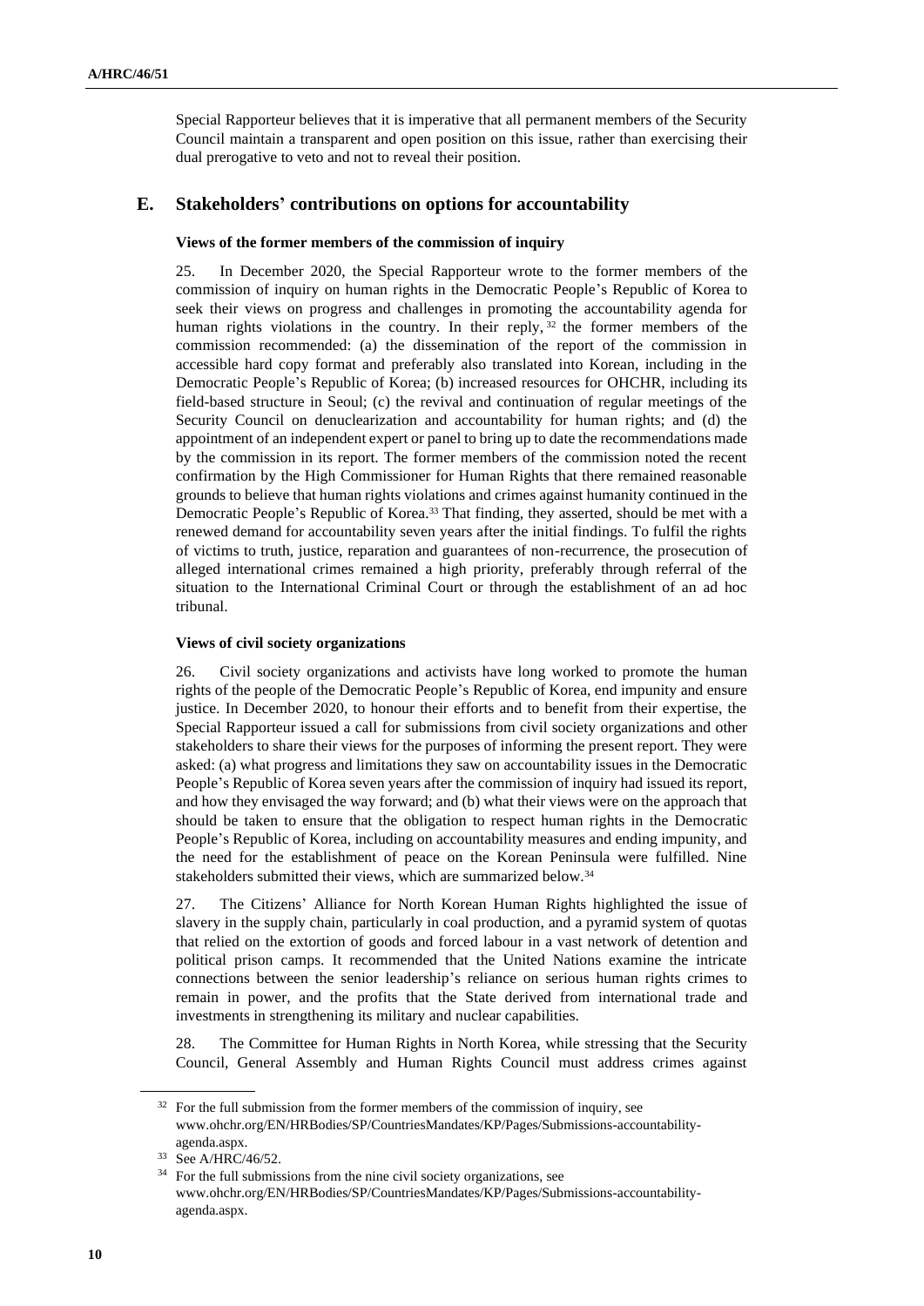Special Rapporteur believes that it is imperative that all permanent members of the Security Council maintain a transparent and open position on this issue, rather than exercising their dual prerogative to veto and not to reveal their position.

## E. Stakeholders' contributions on options for accountability

### Views of the former members of the commission of inquiry

25. In December 2020, the Special Rapporteur wrote to the former members of the commission of inquiry on human rights in the Democratic People's Republic of Korea to seek their views on progress and challenges in promoting the accountability agenda for human rights violations in the country. In their reply,[32] the former members of the commission recommended: (a) the dissemination of the report of the commission in accessible hard copy format and preferably also translated into Korean, including in the Democratic People's Republic of Korea; (b) increased resources for OHCHR, including its field-based structure in Seoul; (c) the revival and continuation of regular meetings of the Security Council on denuclearization and accountability for human rights; and (d) the appointment of an independent expert or panel to bring up to date the recommendations made by the commission in its report. The former members of the commission noted the recent confirmation by the High Commissioner for Human Rights that there remained reasonable grounds to believe that human rights violations and crimes against humanity continued in the Democratic People's Republic of Korea.[33] That finding, they asserted, should be met with a renewed demand for accountability seven years after the initial findings. To fulfil the rights of victims to truth, justice, reparation and guarantees of non-recurrence, the prosecution of alleged international crimes remained a high priority, preferably through referral of the situation to the International Criminal Court or through the establishment of an ad hoc tribunal.

### Views of civil society organizations

26. Civil society organizations and activists have long worked to promote the human rights of the people of the Democratic People's Republic of Korea, end impunity and ensure justice. In December 2020, to honour their efforts and to benefit from their expertise, the Special Rapporteur issued a call for submissions from civil society organizations and other stakeholders to share their views for the purposes of informing the present report. They were asked: (a) what progress and limitations they saw on accountability issues in the Democratic People's Republic of Korea seven years after the commission of inquiry had issued its report, and how they envisaged the way forward; and (b) what their views were on the approach that should be taken to ensure that the obligation to respect human rights in the Democratic People's Republic of Korea, including on accountability measures and ending impunity, and the need for the establishment of peace on the Korean Peninsula were fulfilled. Nine stakeholders submitted their views, which are summarized below.[34]

27. The Citizens' Alliance for North Korean Human Rights highlighted the issue of slavery in the supply chain, particularly in coal production, and a pyramid system of quotas that relied on the extortion of goods and forced labour in a vast network of detention and political prison camps. It recommended that the United Nations examine the intricate connections between the senior leadership's reliance on serious human rights crimes to remain in power, and the profits that the State derived from international trade and investments in strengthening its military and nuclear capabilities.

28. The Committee for Human Rights in North Korea, while stressing that the Security Council, General Assembly and Human Rights Council must address crimes against

---

[32] For the full submission from the former members of the commission of inquiry, see www.ohchr.org/EN/HRBodies/SP/CountriesMandates/KP/Pages/Submissions-accountability-agenda.aspx.

[33] See A/HRC/46/52.

[34] For the full submissions from the nine civil society organizations, see www.ohchr.org/EN/HRBodies/SP/CountriesMandates/KP/Pages/Submissions-accountability-agenda.aspx.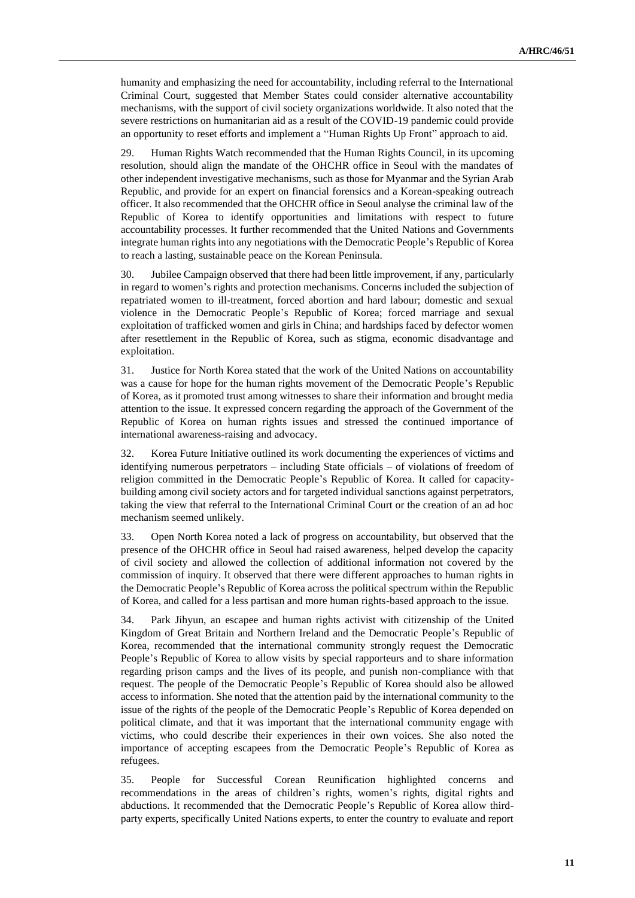humanity and emphasizing the need for accountability, including referral to the International Criminal Court, suggested that Member States could consider alternative accountability mechanisms, with the support of civil society organizations worldwide. It also noted that the severe restrictions on humanitarian aid as a result of the COVID-19 pandemic could provide an opportunity to reset efforts and implement a "Human Rights Up Front" approach to aid.

29. Human Rights Watch recommended that the Human Rights Council, in its upcoming resolution, should align the mandate of the OHCHR office in Seoul with the mandates of other independent investigative mechanisms, such as those for Myanmar and the Syrian Arab Republic, and provide for an expert on financial forensics and a Korean-speaking outreach officer. It also recommended that the OHCHR office in Seoul analyse the criminal law of the Republic of Korea to identify opportunities and limitations with respect to future accountability processes. It further recommended that the United Nations and Governments integrate human rights into any negotiations with the Democratic People's Republic of Korea to reach a lasting, sustainable peace on the Korean Peninsula.

30. Jubilee Campaign observed that there had been little improvement, if any, particularly in regard to women's rights and protection mechanisms. Concerns included the subjection of repatriated women to ill-treatment, forced abortion and hard labour; domestic and sexual violence in the Democratic People's Republic of Korea; forced marriage and sexual exploitation of trafficked women and girls in China; and hardships faced by defector women after resettlement in the Republic of Korea, such as stigma, economic disadvantage and exploitation.

31. Justice for North Korea stated that the work of the United Nations on accountability was a cause for hope for the human rights movement of the Democratic People's Republic of Korea, as it promoted trust among witnesses to share their information and brought media attention to the issue. It expressed concern regarding the approach of the Government of the Republic of Korea on human rights issues and stressed the continued importance of international awareness-raising and advocacy.

32. Korea Future Initiative outlined its work documenting the experiences of victims and identifying numerous perpetrators – including State officials – of violations of freedom of religion committed in the Democratic People's Republic of Korea. It called for capacity-building among civil society actors and for targeted individual sanctions against perpetrators, taking the view that referral to the International Criminal Court or the creation of an ad hoc mechanism seemed unlikely.

33. Open North Korea noted a lack of progress on accountability, but observed that the presence of the OHCHR office in Seoul had raised awareness, helped develop the capacity of civil society and allowed the collection of additional information not covered by the commission of inquiry. It observed that there were different approaches to human rights in the Democratic People's Republic of Korea across the political spectrum within the Republic of Korea, and called for a less partisan and more human rights-based approach to the issue.

34. Park Jihyun, an escapee and human rights activist with citizenship of the United Kingdom of Great Britain and Northern Ireland and the Democratic People's Republic of Korea, recommended that the international community strongly request the Democratic People's Republic of Korea to allow visits by special rapporteurs and to share information regarding prison camps and the lives of its people, and punish non-compliance with that request. The people of the Democratic People's Republic of Korea should also be allowed access to information. She noted that the attention paid by the international community to the issue of the rights of the people of the Democratic People's Republic of Korea depended on political climate, and that it was important that the international community engage with victims, who could describe their experiences in their own voices. She also noted the importance of accepting escapees from the Democratic People's Republic of Korea as refugees.

35. People for Successful Corean Reunification highlighted concerns and recommendations in the areas of children's rights, women's rights, digital rights and abductions. It recommended that the Democratic People's Republic of Korea allow third-party experts, specifically United Nations experts, to enter the country to evaluate and report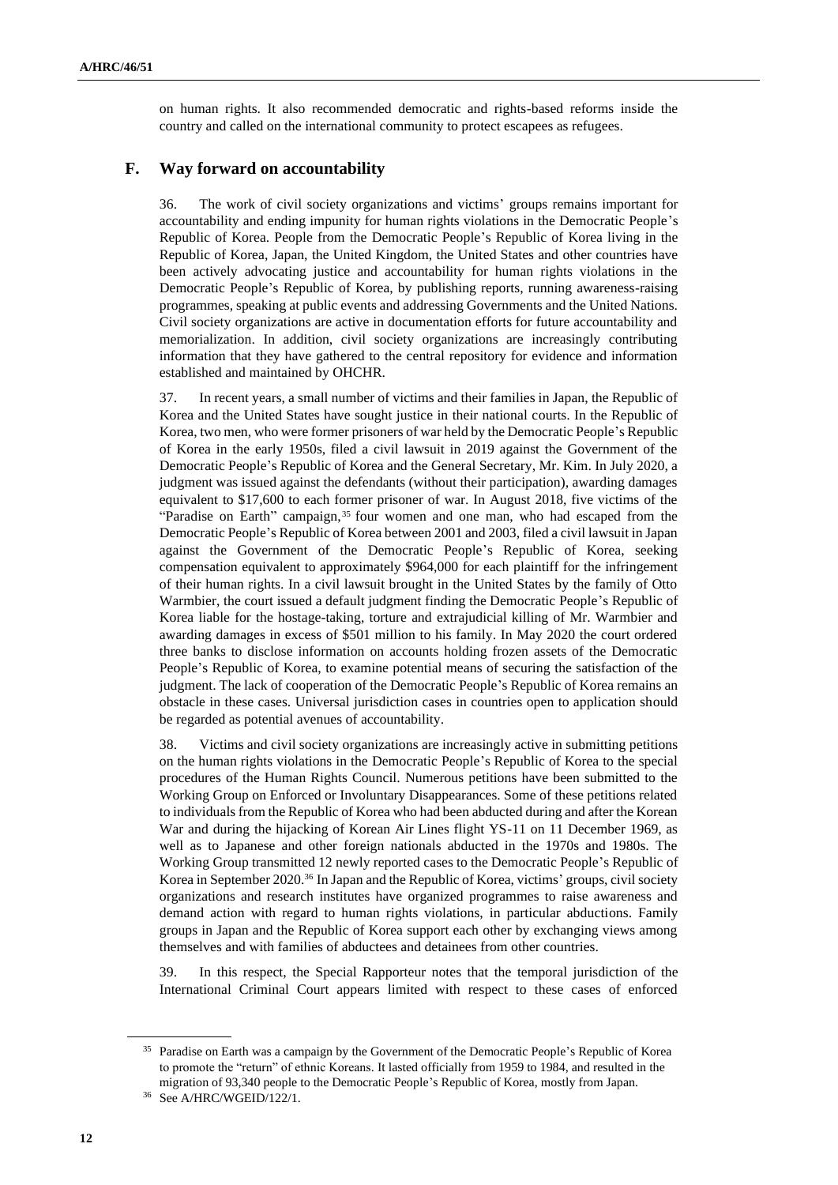on human rights. It also recommended democratic and rights-based reforms inside the country and called on the international community to protect escapees as refugees.

## F. Way forward on accountability

36. The work of civil society organizations and victims' groups remains important for accountability and ending impunity for human rights violations in the Democratic People's Republic of Korea. People from the Democratic People's Republic of Korea living in the Republic of Korea, Japan, the United Kingdom, the United States and other countries have been actively advocating justice and accountability for human rights violations in the Democratic People's Republic of Korea, by publishing reports, running awareness-raising programmes, speaking at public events and addressing Governments and the United Nations. Civil society organizations are active in documentation efforts for future accountability and memorialization. In addition, civil society organizations are increasingly contributing information that they have gathered to the central repository for evidence and information established and maintained by OHCHR.

37. In recent years, a small number of victims and their families in Japan, the Republic of Korea and the United States have sought justice in their national courts. In the Republic of Korea, two men, who were former prisoners of war held by the Democratic People's Republic of Korea in the early 1950s, filed a civil lawsuit in 2019 against the Government of the Democratic People's Republic of Korea and the General Secretary, Mr. Kim. In July 2020, a judgment was issued against the defendants (without their participation), awarding damages equivalent to $17,600 to each former prisoner of war. In August 2018, five victims of the "Paradise on Earth" campaign,[35] four women and one man, who had escaped from the Democratic People's Republic of Korea between 2001 and 2003, filed a civil lawsuit in Japan against the Government of the Democratic People's Republic of Korea, seeking compensation equivalent to approximately $964,000 for each plaintiff for the infringement of their human rights. In a civil lawsuit brought in the United States by the family of Otto Warmbier, the court issued a default judgment finding the Democratic People's Republic of Korea liable for the hostage-taking, torture and extrajudicial killing of Mr. Warmbier and awarding damages in excess of $501 million to his family. In May 2020 the court ordered three banks to disclose information on accounts holding frozen assets of the Democratic People's Republic of Korea, to examine potential means of securing the satisfaction of the judgment. The lack of cooperation of the Democratic People's Republic of Korea remains an obstacle in these cases. Universal jurisdiction cases in countries open to application should be regarded as potential avenues of accountability.

38. Victims and civil society organizations are increasingly active in submitting petitions on the human rights violations in the Democratic People's Republic of Korea to the special procedures of the Human Rights Council. Numerous petitions have been submitted to the Working Group on Enforced or Involuntary Disappearances. Some of these petitions related to individuals from the Republic of Korea who had been abducted during and after the Korean War and during the hijacking of Korean Air Lines flight YS-11 on 11 December 1969, as well as to Japanese and other foreign nationals abducted in the 1970s and 1980s. The Working Group transmitted 12 newly reported cases to the Democratic People's Republic of Korea in September 2020.[36] In Japan and the Republic of Korea, victims' groups, civil society organizations and research institutes have organized programmes to raise awareness and demand action with regard to human rights violations, in particular abductions. Family groups in Japan and the Republic of Korea support each other by exchanging views among themselves and with families of abductees and detainees from other countries.

39. In this respect, the Special Rapporteur notes that the temporal jurisdiction of the International Criminal Court appears limited with respect to these cases of enforced

---

[35] Paradise on Earth was a campaign by the Government of the Democratic People's Republic of Korea to promote the "return" of ethnic Koreans. It lasted officially from 1959 to 1984, and resulted in the migration of 93,340 people to the Democratic People's Republic of Korea, mostly from Japan.

[36] See A/HRC/WGEID/122/1.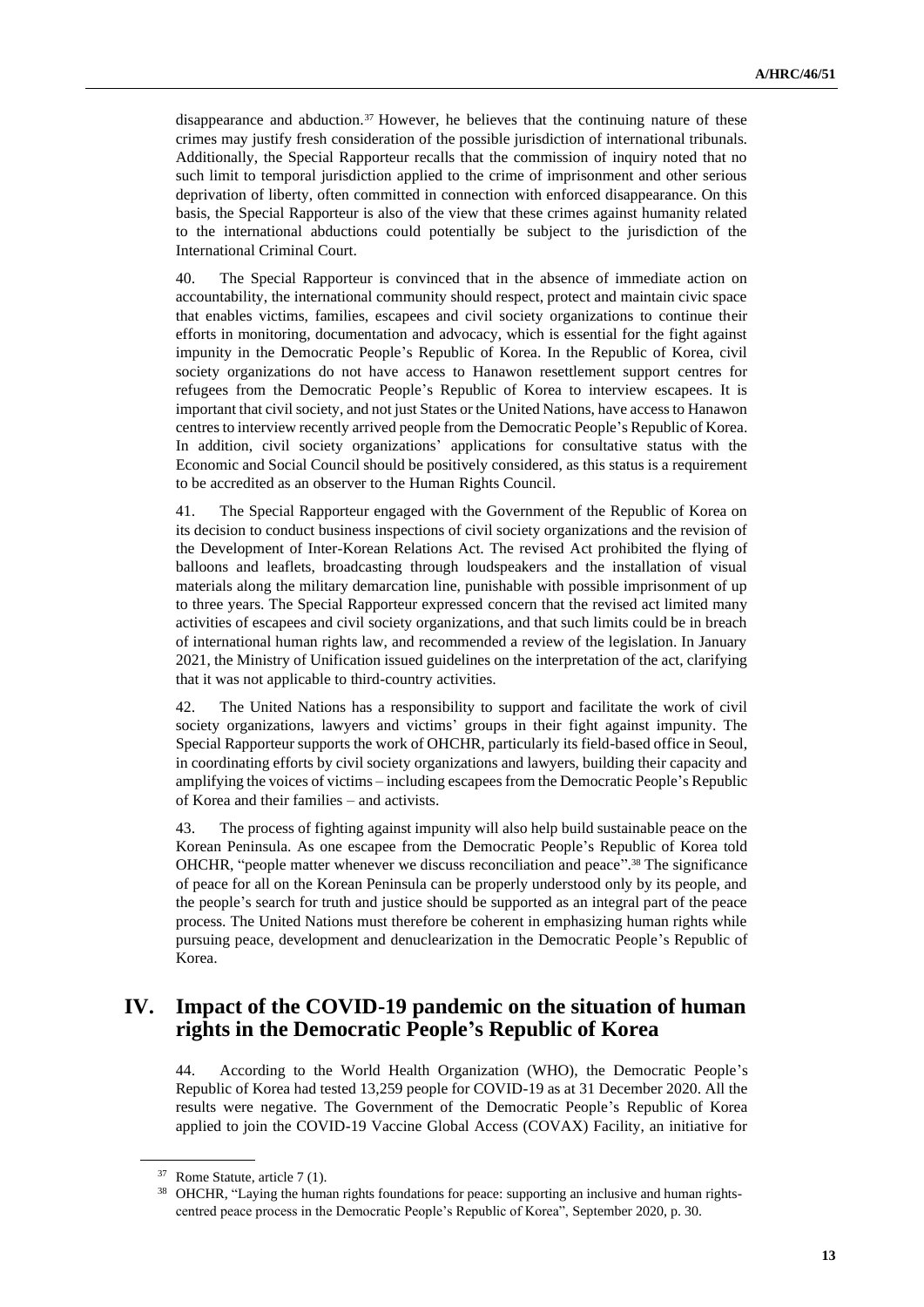disappearance and abduction.[37] However, he believes that the continuing nature of these crimes may justify fresh consideration of the possible jurisdiction of international tribunals. Additionally, the Special Rapporteur recalls that the commission of inquiry noted that no such limit to temporal jurisdiction applied to the crime of imprisonment and other serious deprivation of liberty, often committed in connection with enforced disappearance. On this basis, the Special Rapporteur is also of the view that these crimes against humanity related to the international abductions could potentially be subject to the jurisdiction of the International Criminal Court.

40. The Special Rapporteur is convinced that in the absence of immediate action on accountability, the international community should respect, protect and maintain civic space that enables victims, families, escapees and civil society organizations to continue their efforts in monitoring, documentation and advocacy, which is essential for the fight against impunity in the Democratic People's Republic of Korea. In the Republic of Korea, civil society organizations do not have access to Hanawon resettlement support centres for refugees from the Democratic People's Republic of Korea to interview escapees. It is important that civil society, and not just States or the United Nations, have access to Hanawon centres to interview recently arrived people from the Democratic People's Republic of Korea. In addition, civil society organizations' applications for consultative status with the Economic and Social Council should be positively considered, as this status is a requirement to be accredited as an observer to the Human Rights Council.

41. The Special Rapporteur engaged with the Government of the Republic of Korea on its decision to conduct business inspections of civil society organizations and the revision of the Development of Inter-Korean Relations Act. The revised Act prohibited the flying of balloons and leaflets, broadcasting through loudspeakers and the installation of visual materials along the military demarcation line, punishable with possible imprisonment of up to three years. The Special Rapporteur expressed concern that the revised act limited many activities of escapees and civil society organizations, and that such limits could be in breach of international human rights law, and recommended a review of the legislation. In January 2021, the Ministry of Unification issued guidelines on the interpretation of the act, clarifying that it was not applicable to third-country activities.

42. The United Nations has a responsibility to support and facilitate the work of civil society organizations, lawyers and victims' groups in their fight against impunity. The Special Rapporteur supports the work of OHCHR, particularly its field-based office in Seoul, in coordinating efforts by civil society organizations and lawyers, building their capacity and amplifying the voices of victims – including escapees from the Democratic People's Republic of Korea and their families – and activists.

43. The process of fighting against impunity will also help build sustainable peace on the Korean Peninsula. As one escapee from the Democratic People's Republic of Korea told OHCHR, "people matter whenever we discuss reconciliation and peace".[38] The significance of peace for all on the Korean Peninsula can be properly understood only by its people, and the people's search for truth and justice should be supported as an integral part of the peace process. The United Nations must therefore be coherent in emphasizing human rights while pursuing peace, development and denuclearization in the Democratic People's Republic of Korea.

## IV. Impact of the COVID-19 pandemic on the situation of human rights in the Democratic People's Republic of Korea

44. According to the World Health Organization (WHO), the Democratic People's Republic of Korea had tested 13,259 people for COVID-19 as at 31 December 2020. All the results were negative. The Government of the Democratic People's Republic of Korea applied to join the COVID-19 Vaccine Global Access (COVAX) Facility, an initiative for

---

[37] Rome Statute, article 7 (1).

[38] OHCHR, "Laying the human rights foundations for peace: supporting an inclusive and human rights-centred peace process in the Democratic People's Republic of Korea", September 2020, p. 30.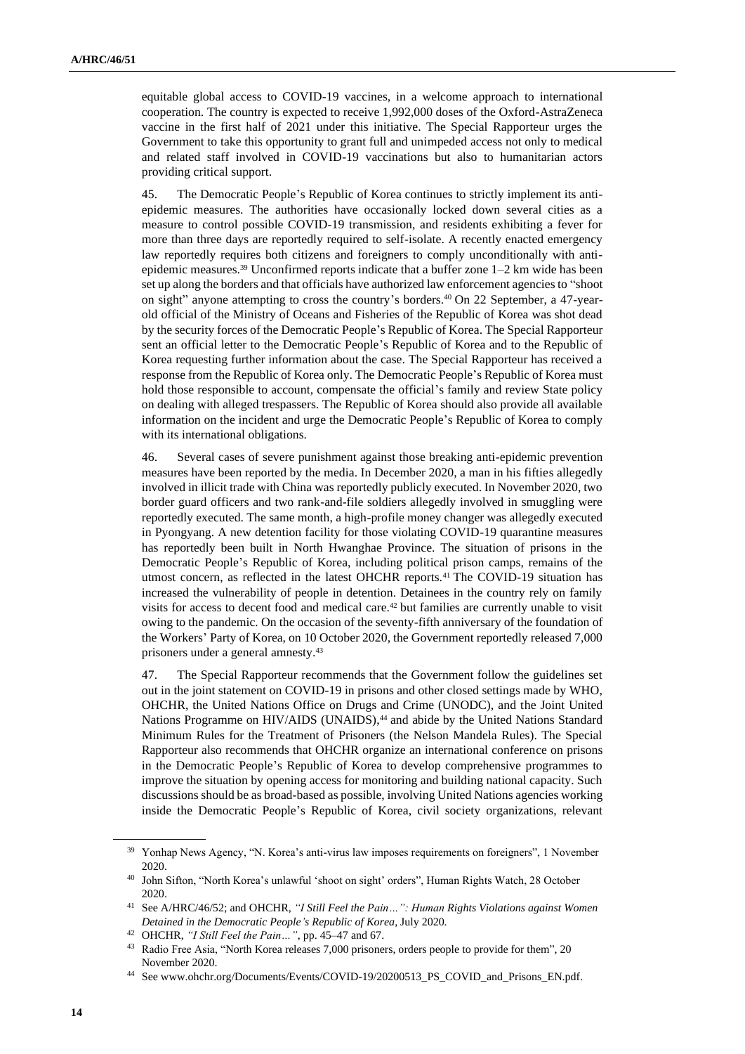equitable global access to COVID-19 vaccines, in a welcome approach to international cooperation. The country is expected to receive 1,992,000 doses of the Oxford-AstraZeneca vaccine in the first half of 2021 under this initiative. The Special Rapporteur urges the Government to take this opportunity to grant full and unimpeded access not only to medical and related staff involved in COVID-19 vaccinations but also to humanitarian actors providing critical support.

45. The Democratic People's Republic of Korea continues to strictly implement its anti-epidemic measures. The authorities have occasionally locked down several cities as a measure to control possible COVID-19 transmission, and residents exhibiting a fever for more than three days are reportedly required to self-isolate. A recently enacted emergency law reportedly requires both citizens and foreigners to comply unconditionally with anti-epidemic measures.[39] Unconfirmed reports indicate that a buffer zone 1–2 km wide has been set up along the borders and that officials have authorized law enforcement agencies to "shoot on sight" anyone attempting to cross the country's borders.[40] On 22 September, a 47-year-old official of the Ministry of Oceans and Fisheries of the Republic of Korea was shot dead by the security forces of the Democratic People's Republic of Korea. The Special Rapporteur sent an official letter to the Democratic People's Republic of Korea and to the Republic of Korea requesting further information about the case. The Special Rapporteur has received a response from the Republic of Korea only. The Democratic People's Republic of Korea must hold those responsible to account, compensate the official's family and review State policy on dealing with alleged trespassers. The Republic of Korea should also provide all available information on the incident and urge the Democratic People's Republic of Korea to comply with its international obligations.

46. Several cases of severe punishment against those breaking anti-epidemic prevention measures have been reported by the media. In December 2020, a man in his fifties allegedly involved in illicit trade with China was reportedly publicly executed. In November 2020, two border guard officers and two rank-and-file soldiers allegedly involved in smuggling were reportedly executed. The same month, a high-profile money changer was allegedly executed in Pyongyang. A new detention facility for those violating COVID-19 quarantine measures has reportedly been built in North Hwanghae Province. The situation of prisons in the Democratic People's Republic of Korea, including political prison camps, remains of the utmost concern, as reflected in the latest OHCHR reports.[41] The COVID-19 situation has increased the vulnerability of people in detention. Detainees in the country rely on family visits for access to decent food and medical care.[42] but families are currently unable to visit owing to the pandemic. On the occasion of the seventy-fifth anniversary of the foundation of the Workers' Party of Korea, on 10 October 2020, the Government reportedly released 7,000 prisoners under a general amnesty.[43]

47. The Special Rapporteur recommends that the Government follow the guidelines set out in the joint statement on COVID-19 in prisons and other closed settings made by WHO, OHCHR, the United Nations Office on Drugs and Crime (UNODC), and the Joint United Nations Programme on HIV/AIDS (UNAIDS),[44] and abide by the United Nations Standard Minimum Rules for the Treatment of Prisoners (the Nelson Mandela Rules). The Special Rapporteur also recommends that OHCHR organize an international conference on prisons in the Democratic People's Republic of Korea to develop comprehensive programmes to improve the situation by opening access for monitoring and building national capacity. Such discussions should be as broad-based as possible, involving United Nations agencies working inside the Democratic People's Republic of Korea, civil society organizations, relevant

---

[39] Yonhap News Agency, "N. Korea's anti-virus law imposes requirements on foreigners", 1 November 2020.

[40] John Sifton, "North Korea's unlawful 'shoot on sight' orders", Human Rights Watch, 28 October 2020.

[41] See A/HRC/46/52; and OHCHR, *"I Still Feel the Pain…": Human Rights Violations against Women Detained in the Democratic People's Republic of Korea*, July 2020.

[42] OHCHR, *"I Still Feel the Pain…"*, pp. 45–47 and 67.

[43] Radio Free Asia, "North Korea releases 7,000 prisoners, orders people to provide for them", 20 November 2020.

[44] See www.ohchr.org/Documents/Events/COVID-19/20200513_PS_COVID_and_Prisons_EN.pdf.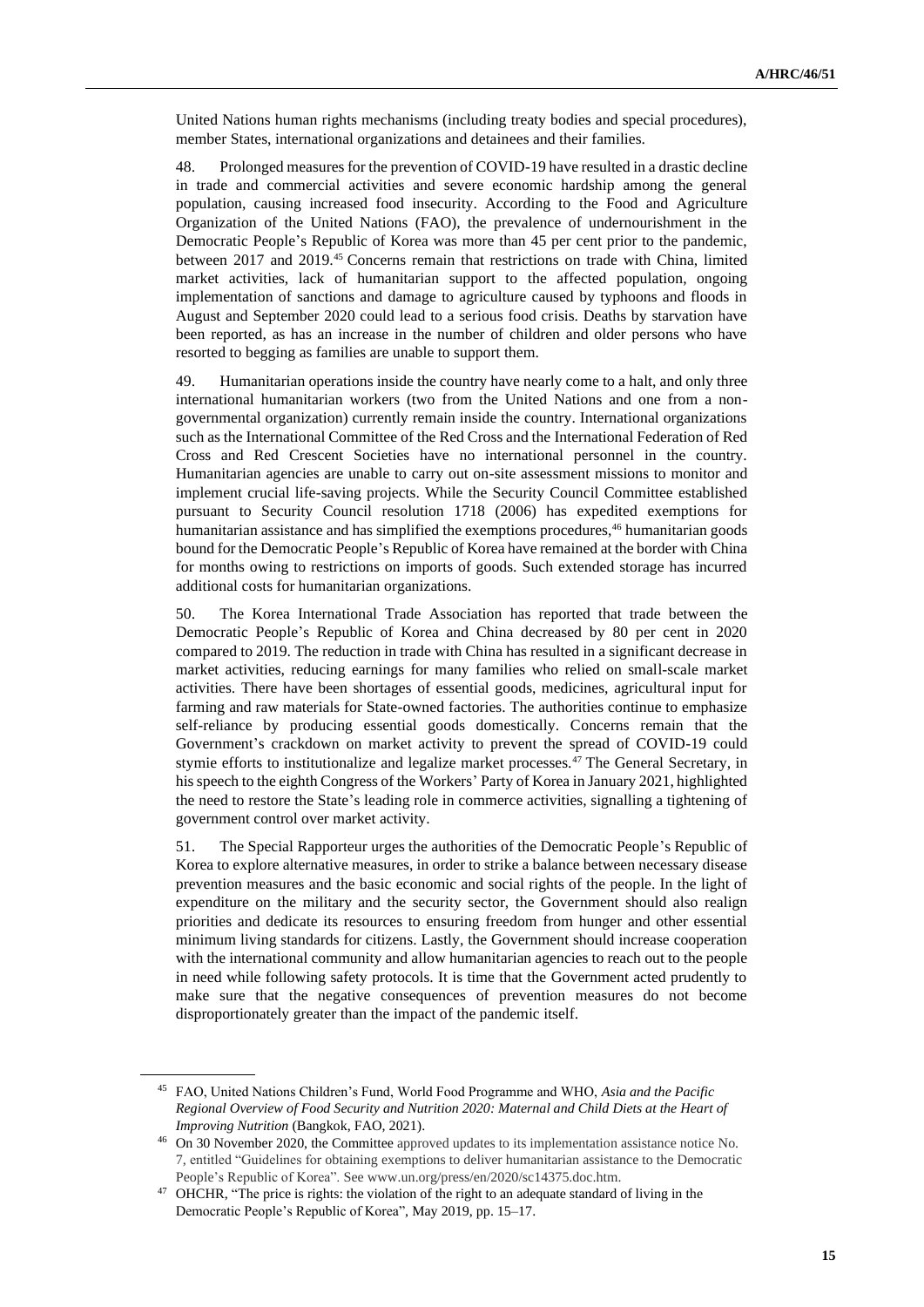United Nations human rights mechanisms (including treaty bodies and special procedures), member States, international organizations and detainees and their families.

48. Prolonged measures for the prevention of COVID-19 have resulted in a drastic decline in trade and commercial activities and severe economic hardship among the general population, causing increased food insecurity. According to the Food and Agriculture Organization of the United Nations (FAO), the prevalence of undernourishment in the Democratic People's Republic of Korea was more than 45 per cent prior to the pandemic, between 2017 and 2019.[45] Concerns remain that restrictions on trade with China, limited market activities, lack of humanitarian support to the affected population, ongoing implementation of sanctions and damage to agriculture caused by typhoons and floods in August and September 2020 could lead to a serious food crisis. Deaths by starvation have been reported, as has an increase in the number of children and older persons who have resorted to begging as families are unable to support them.

49. Humanitarian operations inside the country have nearly come to a halt, and only three international humanitarian workers (two from the United Nations and one from a non-governmental organization) currently remain inside the country. International organizations such as the International Committee of the Red Cross and the International Federation of Red Cross and Red Crescent Societies have no international personnel in the country. Humanitarian agencies are unable to carry out on-site assessment missions to monitor and implement crucial life-saving projects. While the Security Council Committee established pursuant to Security Council resolution 1718 (2006) has expedited exemptions for humanitarian assistance and has simplified the exemptions procedures,[46] humanitarian goods bound for the Democratic People's Republic of Korea have remained at the border with China for months owing to restrictions on imports of goods. Such extended storage has incurred additional costs for humanitarian organizations.

50. The Korea International Trade Association has reported that trade between the Democratic People's Republic of Korea and China decreased by 80 per cent in 2020 compared to 2019. The reduction in trade with China has resulted in a significant decrease in market activities, reducing earnings for many families who relied on small-scale market activities. There have been shortages of essential goods, medicines, agricultural input for farming and raw materials for State-owned factories. The authorities continue to emphasize self-reliance by producing essential goods domestically. Concerns remain that the Government's crackdown on market activity to prevent the spread of COVID-19 could stymie efforts to institutionalize and legalize market processes.[47] The General Secretary, in his speech to the eighth Congress of the Workers' Party of Korea in January 2021, highlighted the need to restore the State's leading role in commerce activities, signalling a tightening of government control over market activity.

51. The Special Rapporteur urges the authorities of the Democratic People's Republic of Korea to explore alternative measures, in order to strike a balance between necessary disease prevention measures and the basic economic and social rights of the people. In the light of expenditure on the military and the security sector, the Government should also realign priorities and dedicate its resources to ensuring freedom from hunger and other essential minimum living standards for citizens. Lastly, the Government should increase cooperation with the international community and allow humanitarian agencies to reach out to the people in need while following safety protocols. It is time that the Government acted prudently to make sure that the negative consequences of prevention measures do not become disproportionately greater than the impact of the pandemic itself.

---

[45] FAO, United Nations Children's Fund, World Food Programme and WHO, *Asia and the Pacific Regional Overview of Food Security and Nutrition 2020: Maternal and Child Diets at the Heart of Improving Nutrition* (Bangkok, FAO, 2021).

[46] On 30 November 2020, the Committee approved updates to its implementation assistance notice No. 7, entitled "Guidelines for obtaining exemptions to deliver humanitarian assistance to the Democratic People's Republic of Korea". See www.un.org/press/en/2020/sc14375.doc.htm.

[47] OHCHR, "The price is rights: the violation of the right to an adequate standard of living in the Democratic People's Republic of Korea", May 2019, pp. 15–17.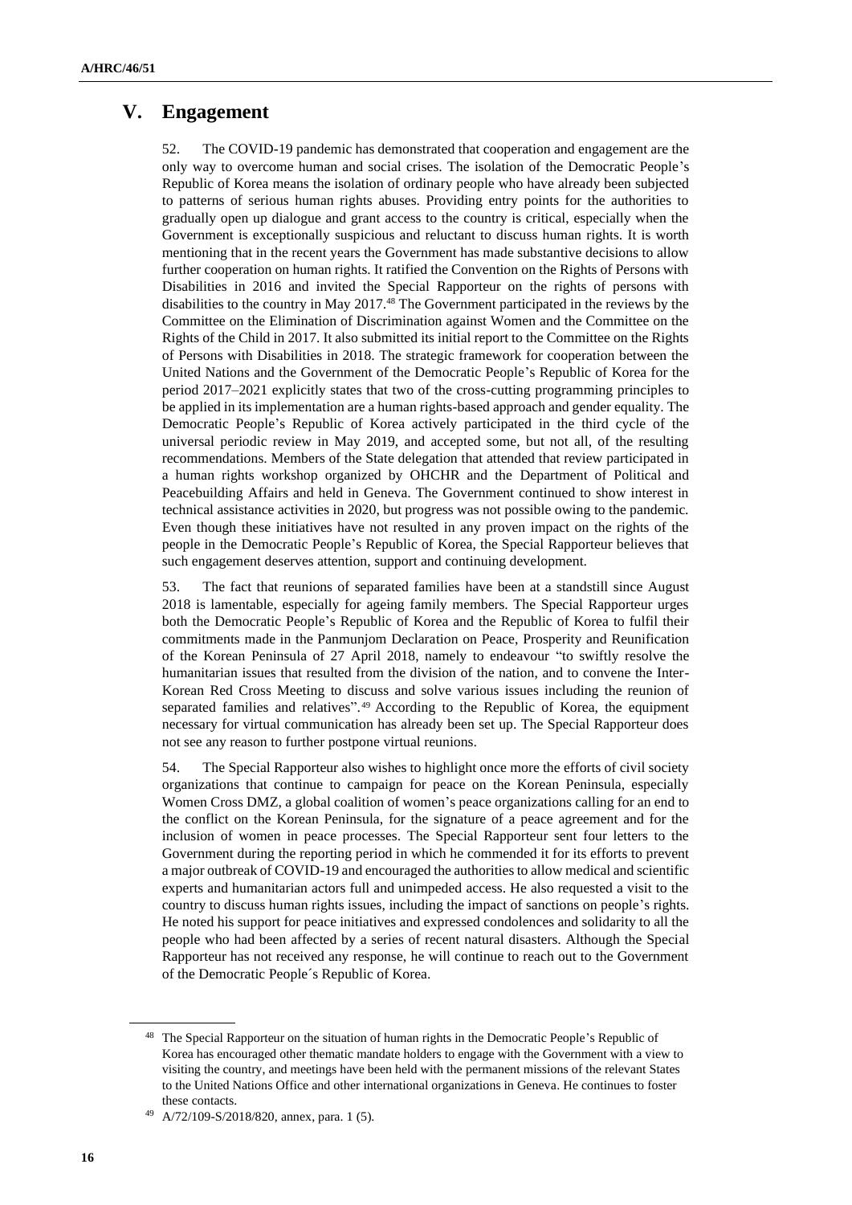## V. Engagement

52. The COVID-19 pandemic has demonstrated that cooperation and engagement are the only way to overcome human and social crises. The isolation of the Democratic People's Republic of Korea means the isolation of ordinary people who have already been subjected to patterns of serious human rights abuses. Providing entry points for the authorities to gradually open up dialogue and grant access to the country is critical, especially when the Government is exceptionally suspicious and reluctant to discuss human rights. It is worth mentioning that in the recent years the Government has made substantive decisions to allow further cooperation on human rights. It ratified the Convention on the Rights of Persons with Disabilities in 2016 and invited the Special Rapporteur on the rights of persons with disabilities to the country in May 2017.[48] The Government participated in the reviews by the Committee on the Elimination of Discrimination against Women and the Committee on the Rights of the Child in 2017. It also submitted its initial report to the Committee on the Rights of Persons with Disabilities in 2018. The strategic framework for cooperation between the United Nations and the Government of the Democratic People's Republic of Korea for the period 2017–2021 explicitly states that two of the cross-cutting programming principles to be applied in its implementation are a human rights-based approach and gender equality. The Democratic People's Republic of Korea actively participated in the third cycle of the universal periodic review in May 2019, and accepted some, but not all, of the resulting recommendations. Members of the State delegation that attended that review participated in a human rights workshop organized by OHCHR and the Department of Political and Peacebuilding Affairs and held in Geneva. The Government continued to show interest in technical assistance activities in 2020, but progress was not possible owing to the pandemic. Even though these initiatives have not resulted in any proven impact on the rights of the people in the Democratic People's Republic of Korea, the Special Rapporteur believes that such engagement deserves attention, support and continuing development.

53. The fact that reunions of separated families have been at a standstill since August 2018 is lamentable, especially for ageing family members. The Special Rapporteur urges both the Democratic People's Republic of Korea and the Republic of Korea to fulfil their commitments made in the Panmunjom Declaration on Peace, Prosperity and Reunification of the Korean Peninsula of 27 April 2018, namely to endeavour "to swiftly resolve the humanitarian issues that resulted from the division of the nation, and to convene the Inter-Korean Red Cross Meeting to discuss and solve various issues including the reunion of separated families and relatives".[49] According to the Republic of Korea, the equipment necessary for virtual communication has already been set up. The Special Rapporteur does not see any reason to further postpone virtual reunions.

54. The Special Rapporteur also wishes to highlight once more the efforts of civil society organizations that continue to campaign for peace on the Korean Peninsula, especially Women Cross DMZ, a global coalition of women's peace organizations calling for an end to the conflict on the Korean Peninsula, for the signature of a peace agreement and for the inclusion of women in peace processes. The Special Rapporteur sent four letters to the Government during the reporting period in which he commended it for its efforts to prevent a major outbreak of COVID-19 and encouraged the authorities to allow medical and scientific experts and humanitarian actors full and unimpeded access. He also requested a visit to the country to discuss human rights issues, including the impact of sanctions on people's rights. He noted his support for peace initiatives and expressed condolences and solidarity to all the people who had been affected by a series of recent natural disasters. Although the Special Rapporteur has not received any response, he will continue to reach out to the Government of the Democratic People´s Republic of Korea.

---

[48] The Special Rapporteur on the situation of human rights in the Democratic People's Republic of Korea has encouraged other thematic mandate holders to engage with the Government with a view to visiting the country, and meetings have been held with the permanent missions of the relevant States to the United Nations Office and other international organizations in Geneva. He continues to foster these contacts.

[49] A/72/109-S/2018/820, annex, para. 1 (5).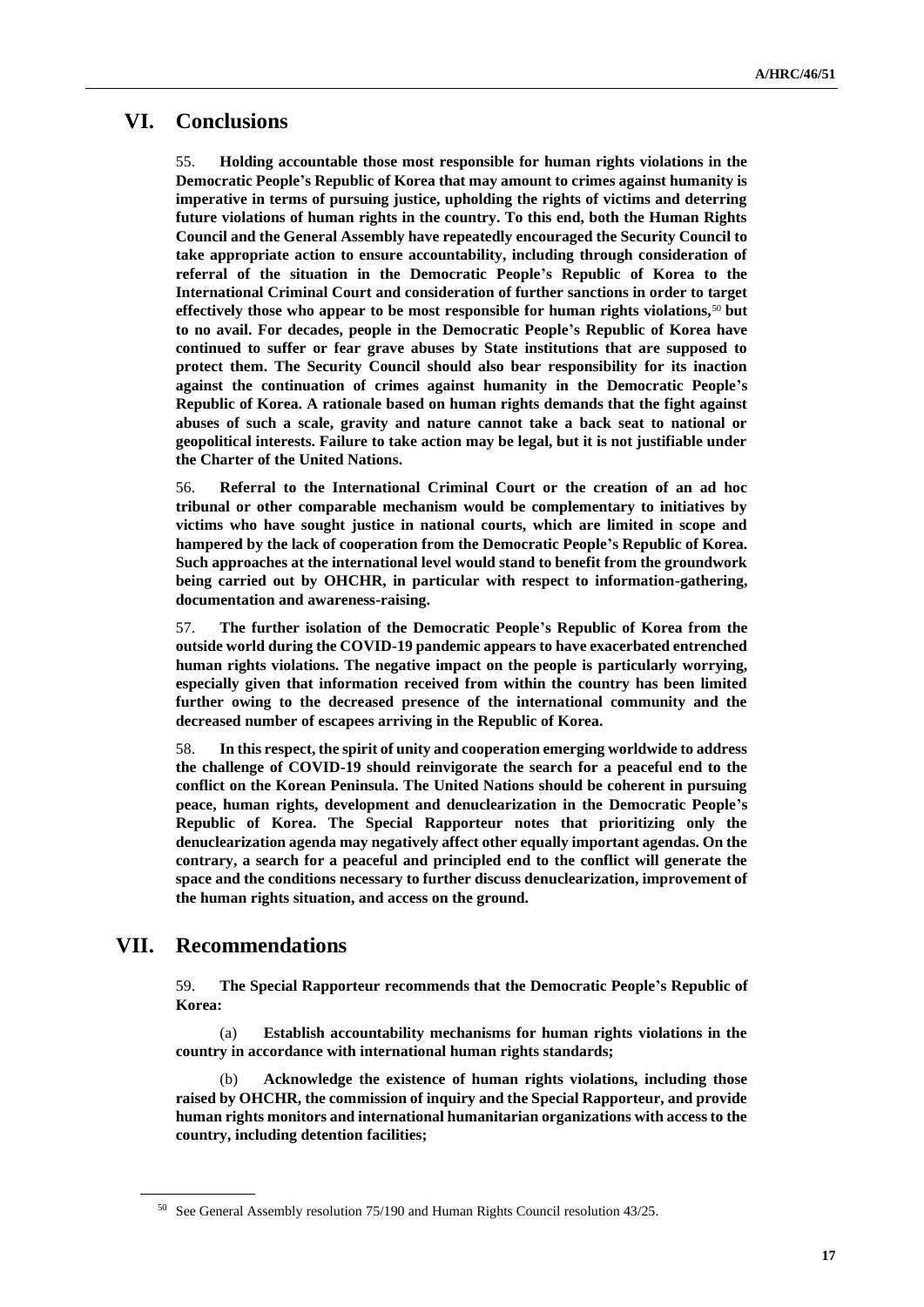## VI. Conclusions

55. **Holding accountable those most responsible for human rights violations in the Democratic People's Republic of Korea that may amount to crimes against humanity is imperative in terms of pursuing justice, upholding the rights of victims and deterring future violations of human rights in the country. To this end, both the Human Rights Council and the General Assembly have repeatedly encouraged the Security Council to take appropriate action to ensure accountability, including through consideration of referral of the situation in the Democratic People's Republic of Korea to the International Criminal Court and consideration of further sanctions in order to target effectively those who appear to be most responsible for human rights violations,**[50] **but to no avail. For decades, people in the Democratic People's Republic of Korea have continued to suffer or fear grave abuses by State institutions that are supposed to protect them. The Security Council should also bear responsibility for its inaction against the continuation of crimes against humanity in the Democratic People's Republic of Korea. A rationale based on human rights demands that the fight against abuses of such a scale, gravity and nature cannot take a back seat to national or geopolitical interests. Failure to take action may be legal, but it is not justifiable under the Charter of the United Nations.**

56. **Referral to the International Criminal Court or the creation of an ad hoc tribunal or other comparable mechanism would be complementary to initiatives by victims who have sought justice in national courts, which are limited in scope and hampered by the lack of cooperation from the Democratic People's Republic of Korea. Such approaches at the international level would stand to benefit from the groundwork being carried out by OHCHR, in particular with respect to information-gathering, documentation and awareness-raising.**

57. **The further isolation of the Democratic People's Republic of Korea from the outside world during the COVID-19 pandemic appears to have exacerbated entrenched human rights violations. The negative impact on the people is particularly worrying, especially given that information received from within the country has been limited further owing to the decreased presence of the international community and the decreased number of escapees arriving in the Republic of Korea.**

58. **In this respect, the spirit of unity and cooperation emerging worldwide to address the challenge of COVID-19 should reinvigorate the search for a peaceful end to the conflict on the Korean Peninsula. The United Nations should be coherent in pursuing peace, human rights, development and denuclearization in the Democratic People's Republic of Korea. The Special Rapporteur notes that prioritizing only the denuclearization agenda may negatively affect other equally important agendas. On the contrary, a search for a peaceful and principled end to the conflict will generate the space and the conditions necessary to further discuss denuclearization, improvement of the human rights situation, and access on the ground.**

## VII. Recommendations

59. **The Special Rapporteur recommends that the Democratic People's Republic of Korea:**

(a) **Establish accountability mechanisms for human rights violations in the country in accordance with international human rights standards;**

(b) **Acknowledge the existence of human rights violations, including those raised by OHCHR, the commission of inquiry and the Special Rapporteur, and provide human rights monitors and international humanitarian organizations with access to the country, including detention facilities;**

---

[50] See General Assembly resolution 75/190 and Human Rights Council resolution 43/25.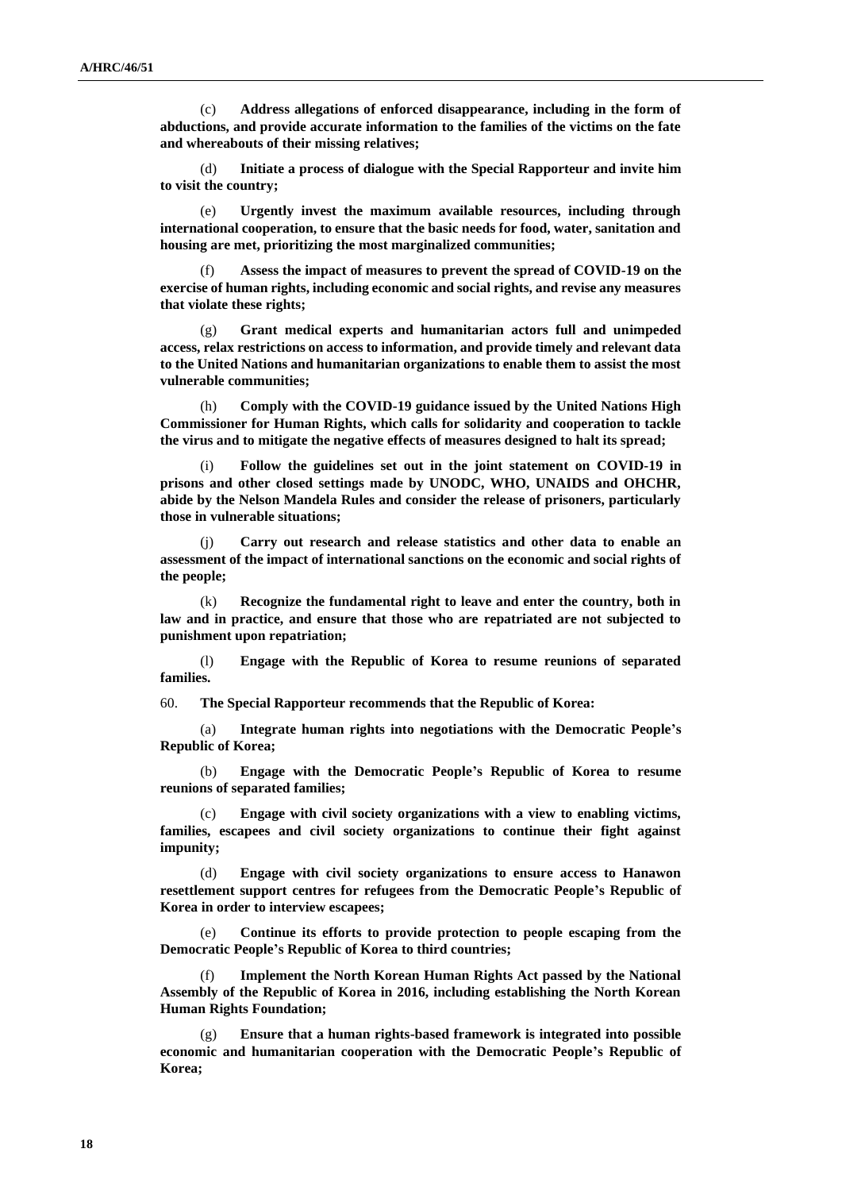(c) **Address allegations of enforced disappearance, including in the form of abductions, and provide accurate information to the families of the victims on the fate and whereabouts of their missing relatives;**

(d) **Initiate a process of dialogue with the Special Rapporteur and invite him to visit the country;**

(e) **Urgently invest the maximum available resources, including through international cooperation, to ensure that the basic needs for food, water, sanitation and housing are met, prioritizing the most marginalized communities;**

(f) **Assess the impact of measures to prevent the spread of COVID-19 on the exercise of human rights, including economic and social rights, and revise any measures that violate these rights;**

(g) **Grant medical experts and humanitarian actors full and unimpeded access, relax restrictions on access to information, and provide timely and relevant data to the United Nations and humanitarian organizations to enable them to assist the most vulnerable communities;**

(h) **Comply with the COVID-19 guidance issued by the United Nations High Commissioner for Human Rights, which calls for solidarity and cooperation to tackle the virus and to mitigate the negative effects of measures designed to halt its spread;**

(i) **Follow the guidelines set out in the joint statement on COVID-19 in prisons and other closed settings made by UNODC, WHO, UNAIDS and OHCHR, abide by the Nelson Mandela Rules and consider the release of prisoners, particularly those in vulnerable situations;**

(j) **Carry out research and release statistics and other data to enable an assessment of the impact of international sanctions on the economic and social rights of the people;**

(k) **Recognize the fundamental right to leave and enter the country, both in law and in practice, and ensure that those who are repatriated are not subjected to punishment upon repatriation;**

(l) **Engage with the Republic of Korea to resume reunions of separated families.**

60. **The Special Rapporteur recommends that the Republic of Korea:**

(a) **Integrate human rights into negotiations with the Democratic People's Republic of Korea;**

(b) **Engage with the Democratic People's Republic of Korea to resume reunions of separated families;**

(c) **Engage with civil society organizations with a view to enabling victims, families, escapees and civil society organizations to continue their fight against impunity;**

(d) **Engage with civil society organizations to ensure access to Hanawon resettlement support centres for refugees from the Democratic People's Republic of Korea in order to interview escapees;**

(e) **Continue its efforts to provide protection to people escaping from the Democratic People's Republic of Korea to third countries;**

(f) **Implement the North Korean Human Rights Act passed by the National Assembly of the Republic of Korea in 2016, including establishing the North Korean Human Rights Foundation;**

(g) **Ensure that a human rights-based framework is integrated into possible economic and humanitarian cooperation with the Democratic People's Republic of Korea;**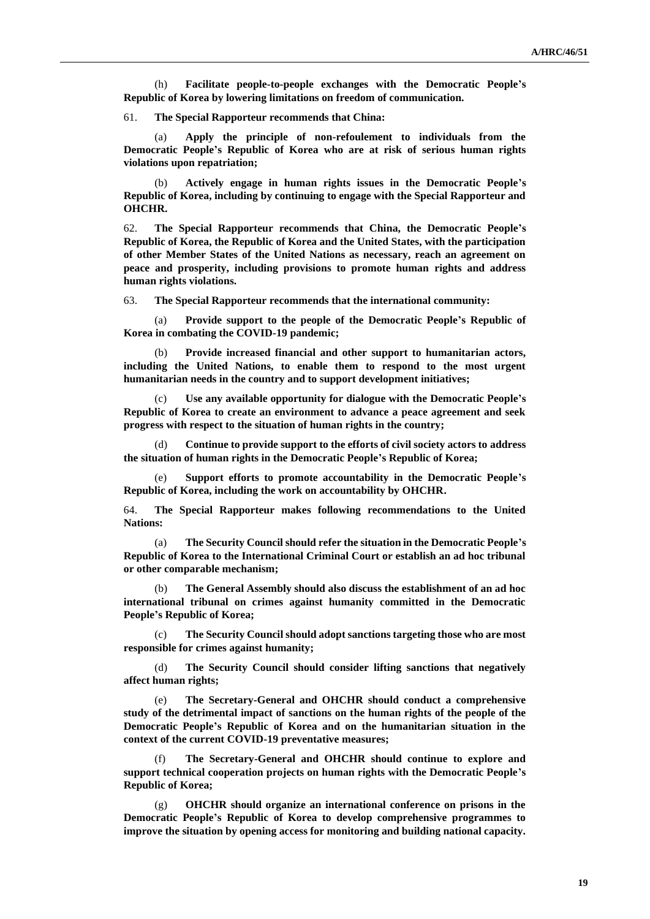(h) **Facilitate people-to-people exchanges with the Democratic People's Republic of Korea by lowering limitations on freedom of communication.**

61. **The Special Rapporteur recommends that China:**

(a) **Apply the principle of non-refoulement to individuals from the Democratic People's Republic of Korea who are at risk of serious human rights violations upon repatriation;**

(b) **Actively engage in human rights issues in the Democratic People's Republic of Korea, including by continuing to engage with the Special Rapporteur and OHCHR.**

62. **The Special Rapporteur recommends that China, the Democratic People's Republic of Korea, the Republic of Korea and the United States, with the participation of other Member States of the United Nations as necessary, reach an agreement on peace and prosperity, including provisions to promote human rights and address human rights violations.**

63. **The Special Rapporteur recommends that the international community:**

(a) **Provide support to the people of the Democratic People's Republic of Korea in combating the COVID-19 pandemic;**

(b) **Provide increased financial and other support to humanitarian actors, including the United Nations, to enable them to respond to the most urgent humanitarian needs in the country and to support development initiatives;**

(c) **Use any available opportunity for dialogue with the Democratic People's Republic of Korea to create an environment to advance a peace agreement and seek progress with respect to the situation of human rights in the country;**

(d) **Continue to provide support to the efforts of civil society actors to address the situation of human rights in the Democratic People's Republic of Korea;**

(e) **Support efforts to promote accountability in the Democratic People's Republic of Korea, including the work on accountability by OHCHR.**

64. **The Special Rapporteur makes following recommendations to the United Nations:**

(a) **The Security Council should refer the situation in the Democratic People's Republic of Korea to the International Criminal Court or establish an ad hoc tribunal or other comparable mechanism;**

(b) **The General Assembly should also discuss the establishment of an ad hoc international tribunal on crimes against humanity committed in the Democratic People's Republic of Korea;**

(c) **The Security Council should adopt sanctions targeting those who are most responsible for crimes against humanity;**

(d) **The Security Council should consider lifting sanctions that negatively affect human rights;**

(e) **The Secretary-General and OHCHR should conduct a comprehensive study of the detrimental impact of sanctions on the human rights of the people of the Democratic People's Republic of Korea and on the humanitarian situation in the context of the current COVID-19 preventative measures;**

(f) **The Secretary-General and OHCHR should continue to explore and support technical cooperation projects on human rights with the Democratic People's Republic of Korea;**

(g) **OHCHR should organize an international conference on prisons in the Democratic People's Republic of Korea to develop comprehensive programmes to improve the situation by opening access for monitoring and building national capacity.**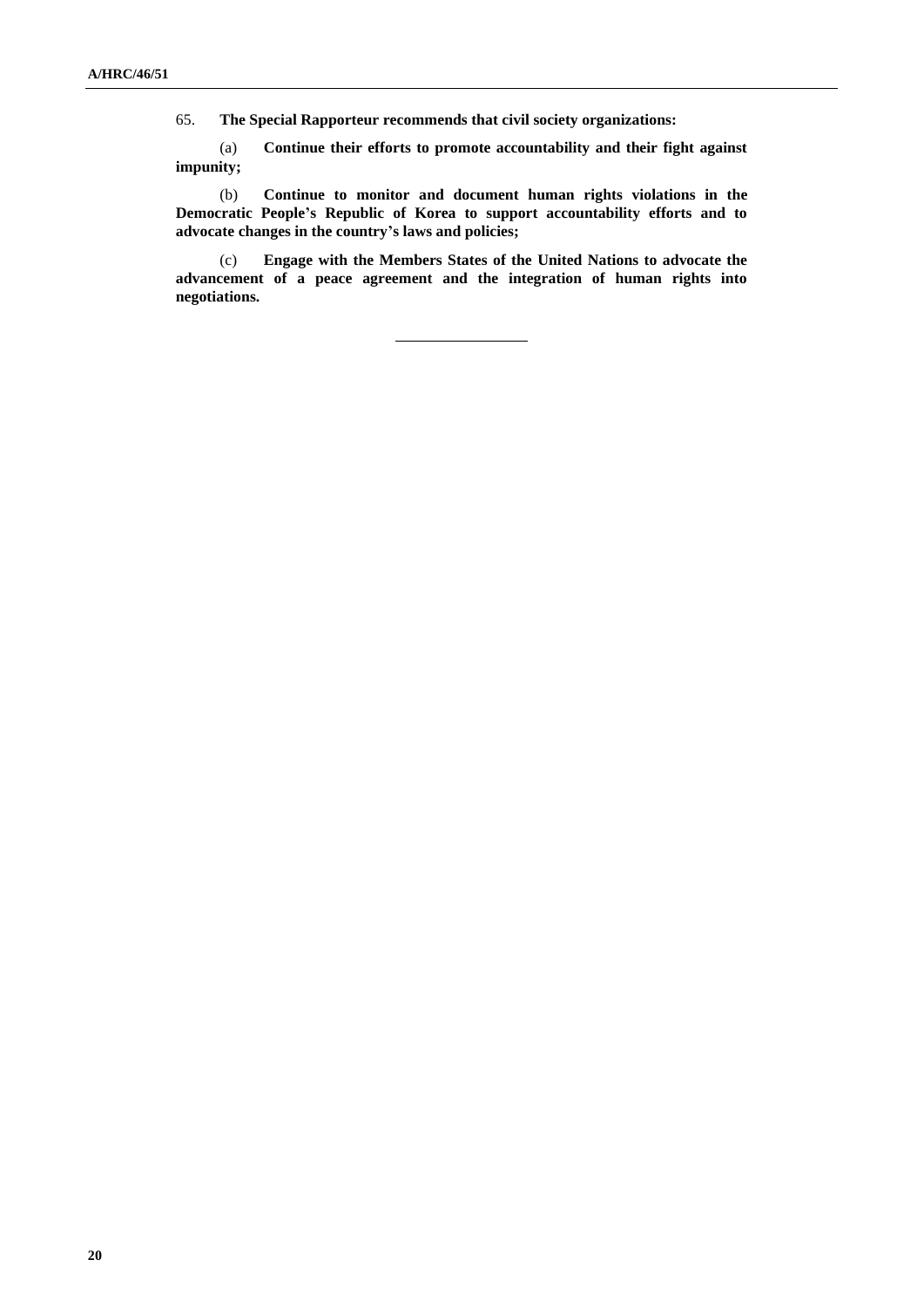65. **The Special Rapporteur recommends that civil society organizations:**

(a) **Continue their efforts to promote accountability and their fight against impunity;**

(b) **Continue to monitor and document human rights violations in the Democratic People's Republic of Korea to support accountability efforts and to advocate changes in the country's laws and policies;**

(c) **Engage with the Members States of the United Nations to advocate the advancement of a peace agreement and the integration of human rights into negotiations.**